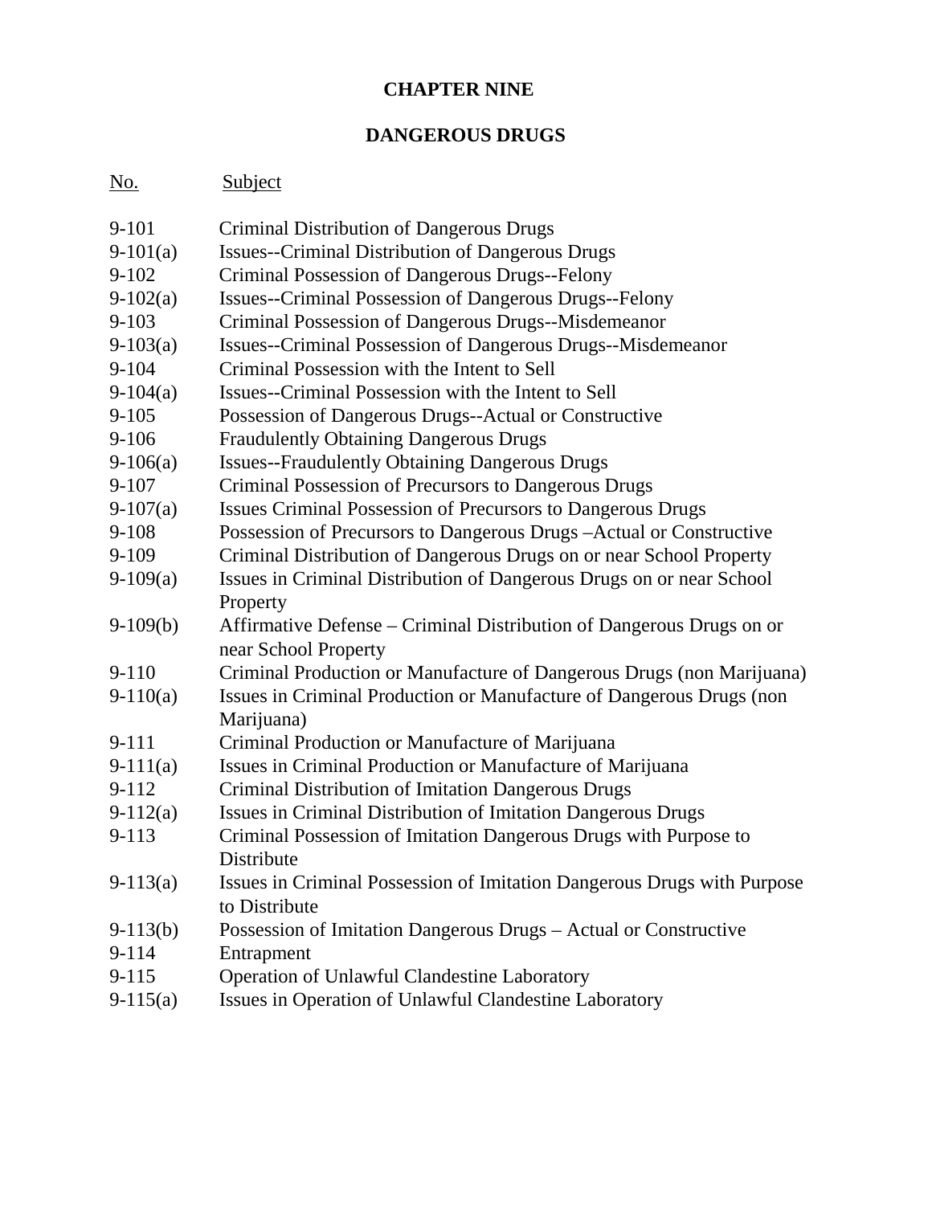# CHAPTER NINE

## DANGEROUS DRUGS

| No. | Subject |
|---|---|
| 9-101 | Criminal Distribution of Dangerous Drugs |
| 9-101(a) | Issues--Criminal Distribution of Dangerous Drugs |
| 9-102 | Criminal Possession of Dangerous Drugs--Felony |
| 9-102(a) | Issues--Criminal Possession of Dangerous Drugs--Felony |
| 9-103 | Criminal Possession of Dangerous Drugs--Misdemeanor |
| 9-103(a) | Issues--Criminal Possession of Dangerous Drugs--Misdemeanor |
| 9-104 | Criminal Possession with the Intent to Sell |
| 9-104(a) | Issues--Criminal Possession with the Intent to Sell |
| 9-105 | Possession of Dangerous Drugs--Actual or Constructive |
| 9-106 | Fraudulently Obtaining Dangerous Drugs |
| 9-106(a) | Issues--Fraudulently Obtaining Dangerous Drugs |
| 9-107 | Criminal Possession of Precursors to Dangerous Drugs |
| 9-107(a) | Issues Criminal Possession of Precursors to Dangerous Drugs |
| 9-108 | Possession of Precursors to Dangerous Drugs –Actual or Constructive |
| 9-109 | Criminal Distribution of Dangerous Drugs on or near School Property |
| 9-109(a) | Issues in Criminal Distribution of Dangerous Drugs on or near School Property |
| 9-109(b) | Affirmative Defense – Criminal Distribution of Dangerous Drugs on or near School Property |
| 9-110 | Criminal Production or Manufacture of Dangerous Drugs (non Marijuana) |
| 9-110(a) | Issues in Criminal Production or Manufacture of Dangerous Drugs (non Marijuana) |
| 9-111 | Criminal Production or Manufacture of Marijuana |
| 9-111(a) | Issues in Criminal Production or Manufacture of Marijuana |
| 9-112 | Criminal Distribution of Imitation Dangerous Drugs |
| 9-112(a) | Issues in Criminal Distribution of Imitation Dangerous Drugs |
| 9-113 | Criminal Possession of Imitation Dangerous Drugs with Purpose to Distribute |
| 9-113(a) | Issues in Criminal Possession of Imitation Dangerous Drugs with Purpose to Distribute |
| 9-113(b) | Possession of Imitation Dangerous Drugs – Actual or Constructive |
| 9-114 | Entrapment |
| 9-115 | Operation of Unlawful Clandestine Laboratory |
| 9-115(a) | Issues in Operation of Unlawful Clandestine Laboratory |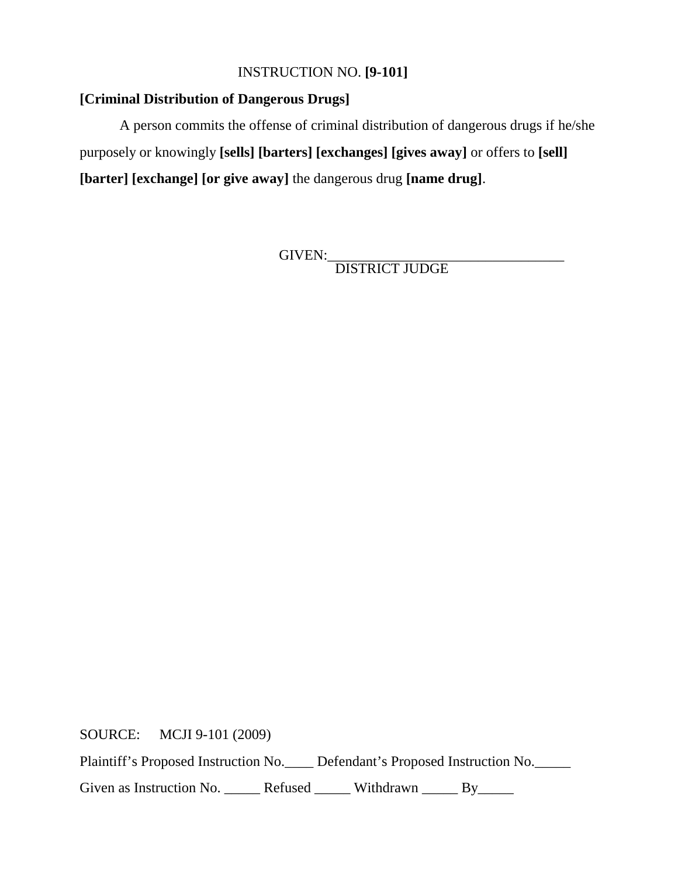INSTRUCTION NO. **[9-101]**

**[Criminal Distribution of Dangerous Drugs]**

A person commits the offense of criminal distribution of dangerous drugs if he/she purposely or knowingly **[sells] [barters] [exchanges] [gives away]** or offers to **[sell] [barter] [exchange] [or give away]** the dangerous drug **[name drug]**.

GIVEN:_________________________________
DISTRICT JUDGE

SOURCE: MCJI 9-101 (2009)

Plaintiff's Proposed Instruction No.____ Defendant's Proposed Instruction No._____

Given as Instruction No. _____ Refused _____ Withdrawn _____ By_____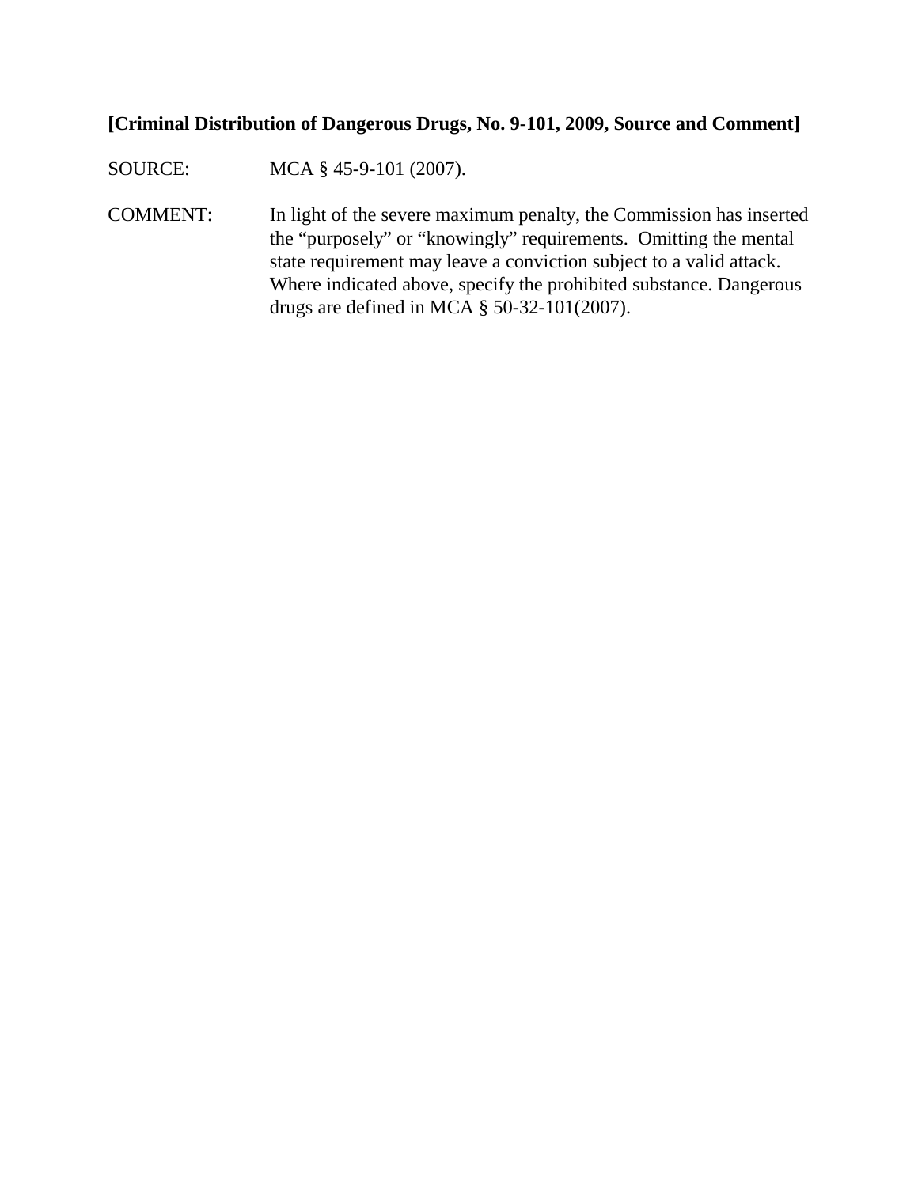**[Criminal Distribution of Dangerous Drugs, No. 9-101, 2009, Source and Comment]**

SOURCE: MCA § 45-9-101 (2007).

COMMENT: In light of the severe maximum penalty, the Commission has inserted the "purposely" or "knowingly" requirements. Omitting the mental state requirement may leave a conviction subject to a valid attack. Where indicated above, specify the prohibited substance. Dangerous drugs are defined in MCA § 50-32-101(2007).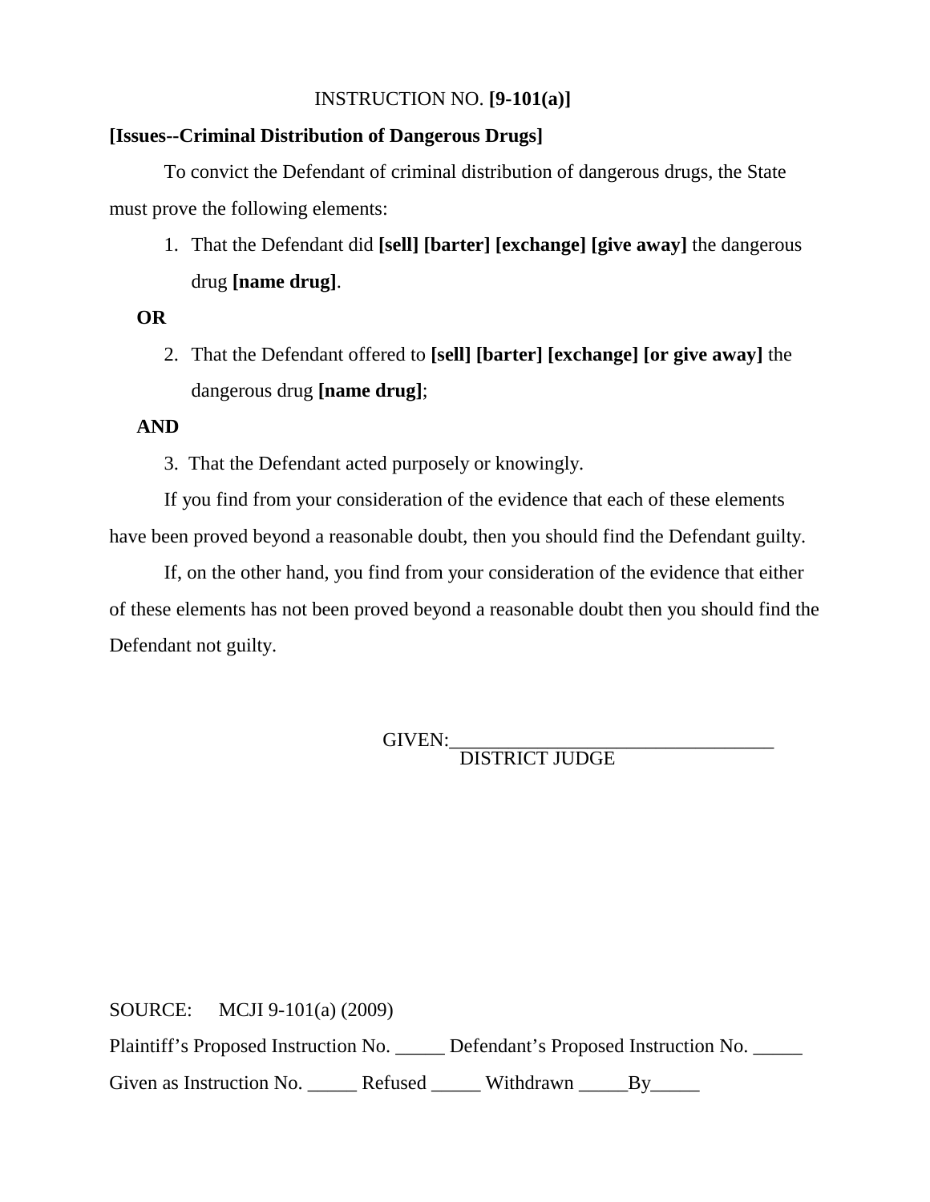INSTRUCTION NO. **[9-101(a)]**

**[Issues--Criminal Distribution of Dangerous Drugs]**

To convict the Defendant of criminal distribution of dangerous drugs, the State must prove the following elements:

1. That the Defendant did **[sell] [barter] [exchange] [give away]** the dangerous drug **[name drug]**.

**OR**

2. That the Defendant offered to **[sell] [barter] [exchange] [or give away]** the dangerous drug **[name drug]**;

**AND**

3. That the Defendant acted purposely or knowingly.

If you find from your consideration of the evidence that each of these elements have been proved beyond a reasonable doubt, then you should find the Defendant guilty.

If, on the other hand, you find from your consideration of the evidence that either of these elements has not been proved beyond a reasonable doubt then you should find the Defendant not guilty.

GIVEN:_________________________________
DISTRICT JUDGE

SOURCE: MCJI 9-101(a) (2009)

Plaintiff's Proposed Instruction No. _____ Defendant's Proposed Instruction No. _____

Given as Instruction No. _____ Refused _____ Withdrawn _____By_____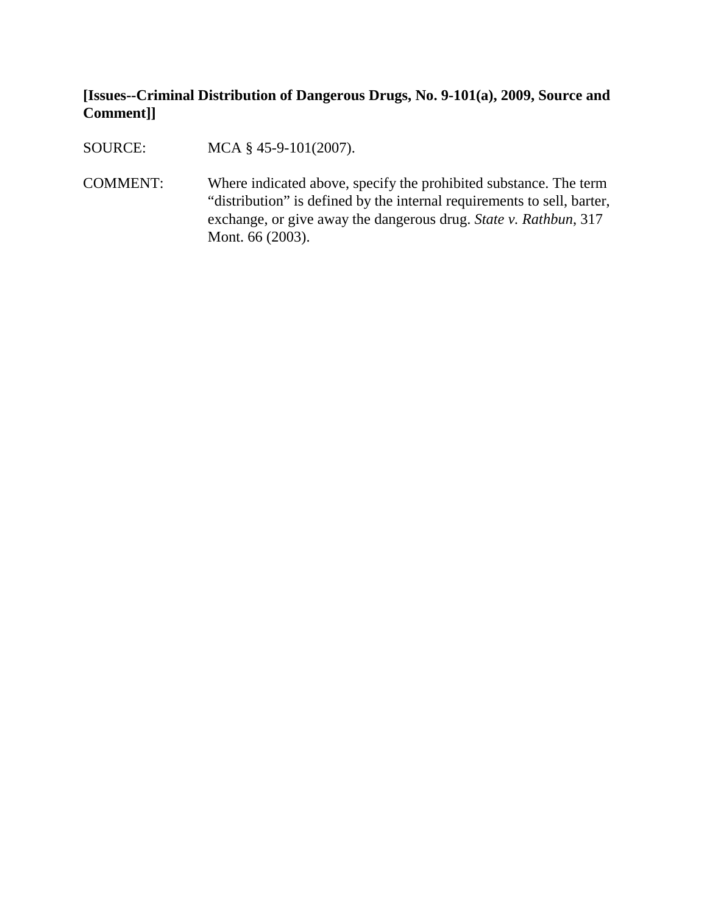**[Issues--Criminal Distribution of Dangerous Drugs, No. 9-101(a), 2009, Source and Comment]]**

SOURCE: MCA § 45-9-101(2007).

COMMENT: Where indicated above, specify the prohibited substance. The term "distribution" is defined by the internal requirements to sell, barter, exchange, or give away the dangerous drug. *State v. Rathbun*, 317 Mont. 66 (2003).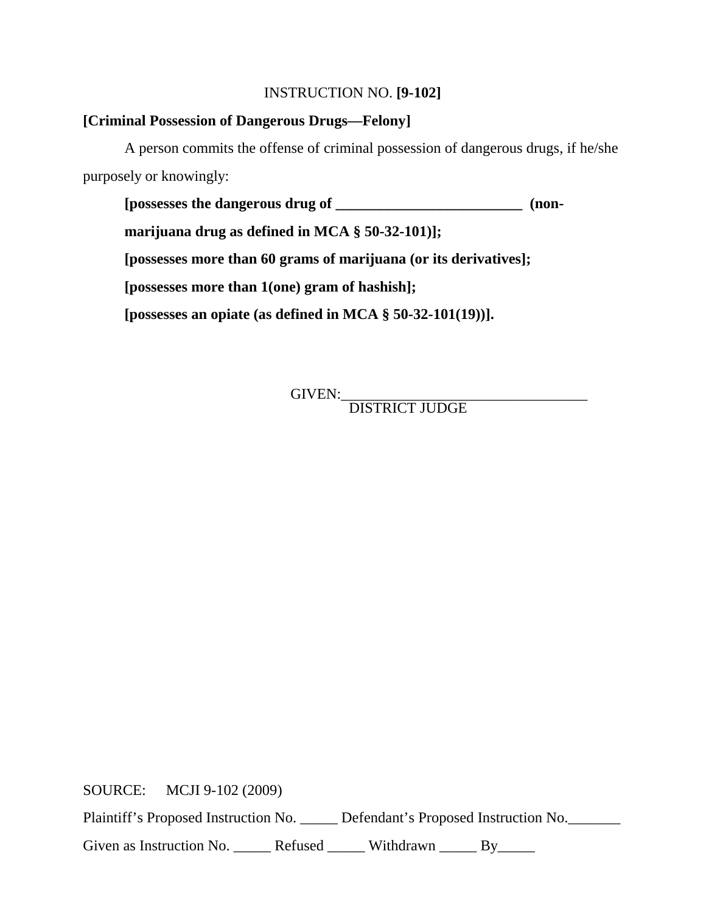INSTRUCTION NO. **[9-102]**

**[Criminal Possession of Dangerous Drugs—Felony]**

A person commits the offense of criminal possession of dangerous drugs, if he/she purposely or knowingly:

**[possesses the dangerous drug of _________________________ (non-marijuana drug as defined in MCA § 50-32-101)];**

**[possesses more than 60 grams of marijuana (or its derivatives];**

**[possesses more than 1(one) gram of hashish];**

**[possesses an opiate (as defined in MCA § 50-32-101(19))].**

GIVEN:_________________________________
DISTRICT JUDGE

SOURCE: MCJI 9-102 (2009)

Plaintiff's Proposed Instruction No. _____ Defendant's Proposed Instruction No._______

Given as Instruction No. _____ Refused _____ Withdrawn _____ By_____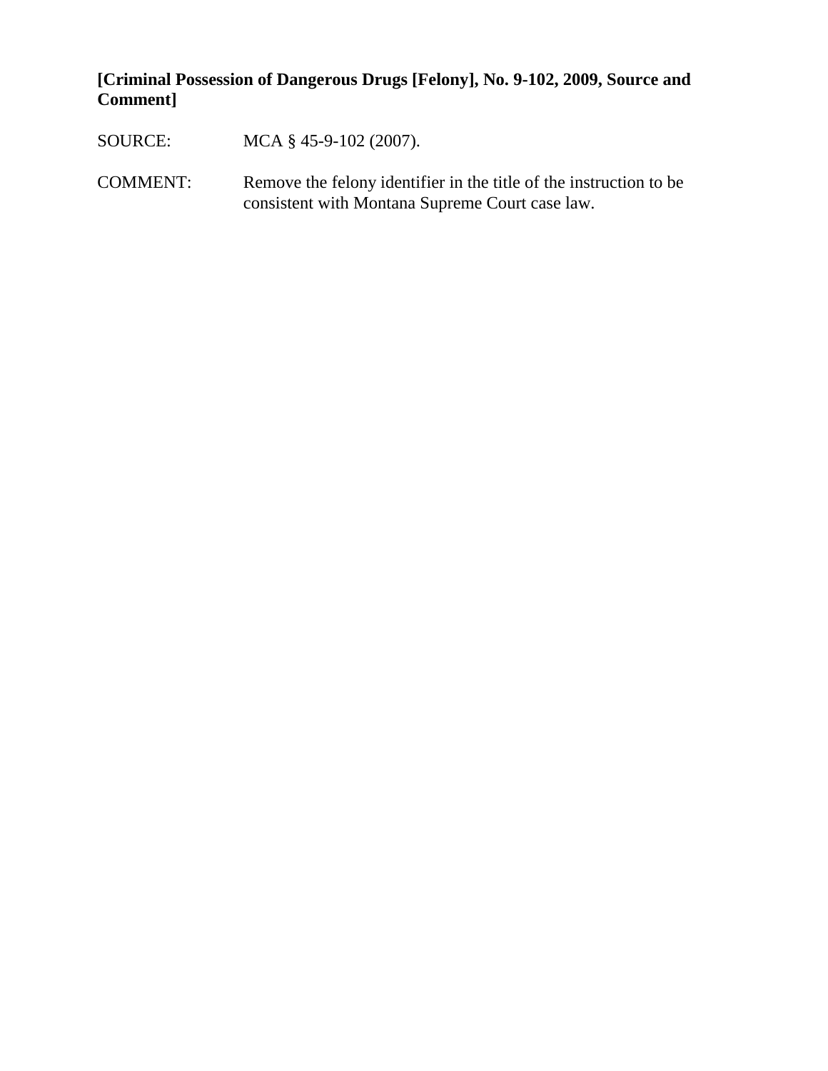**[Criminal Possession of Dangerous Drugs [Felony], No. 9-102, 2009, Source and Comment]**

SOURCE: MCA § 45-9-102 (2007).

COMMENT: Remove the felony identifier in the title of the instruction to be consistent with Montana Supreme Court case law.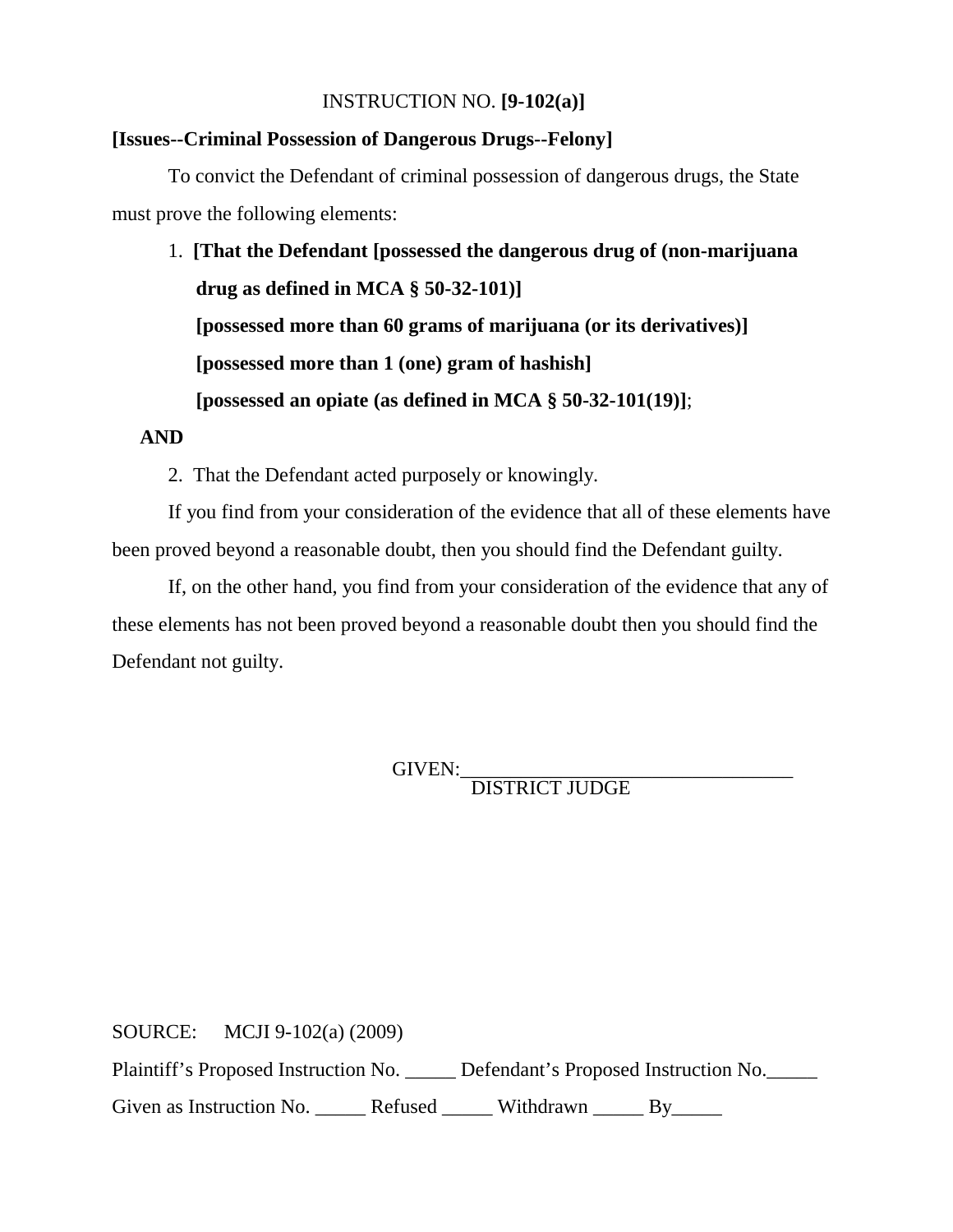INSTRUCTION NO. **[9-102(a)]**

**[Issues--Criminal Possession of Dangerous Drugs--Felony]**

To convict the Defendant of criminal possession of dangerous drugs, the State must prove the following elements:

1. **[That the Defendant [possessed the dangerous drug of (non-marijuana drug as defined in MCA § 50-32-101)]**
   **[possessed more than 60 grams of marijuana (or its derivatives)]**
   **[possessed more than 1 (one) gram of hashish]**
   **[possessed an opiate (as defined in MCA § 50-32-101(19)]**;

**AND**

2. That the Defendant acted purposely or knowingly.

If you find from your consideration of the evidence that all of these elements have been proved beyond a reasonable doubt, then you should find the Defendant guilty.

If, on the other hand, you find from your consideration of the evidence that any of these elements has not been proved beyond a reasonable doubt then you should find the Defendant not guilty.

GIVEN:\_\_\_\_\_\_\_\_\_\_\_\_\_\_\_\_\_\_\_\_\_\_\_\_\_\_\_\_\_\_\_\_\_\_
DISTRICT JUDGE

SOURCE: MCJI 9-102(a) (2009)

Plaintiff's Proposed Instruction No. \_\_\_\_\_ Defendant's Proposed Instruction No.\_\_\_\_\_

Given as Instruction No. \_\_\_\_\_ Refused \_\_\_\_\_ Withdrawn \_\_\_\_\_ By\_\_\_\_\_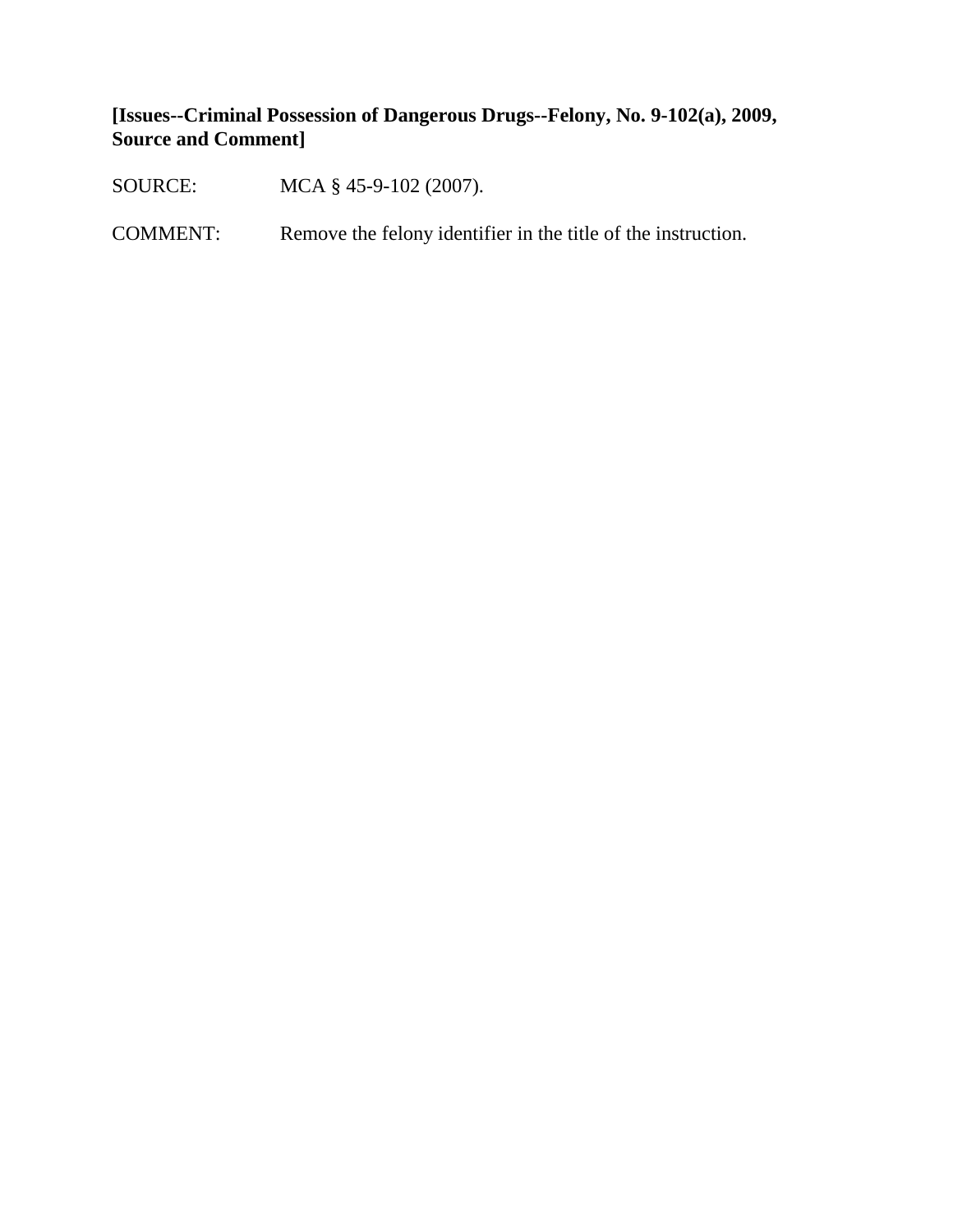**[Issues--Criminal Possession of Dangerous Drugs--Felony, No. 9-102(a), 2009, Source and Comment]**

SOURCE: MCA § 45-9-102 (2007).

COMMENT: Remove the felony identifier in the title of the instruction.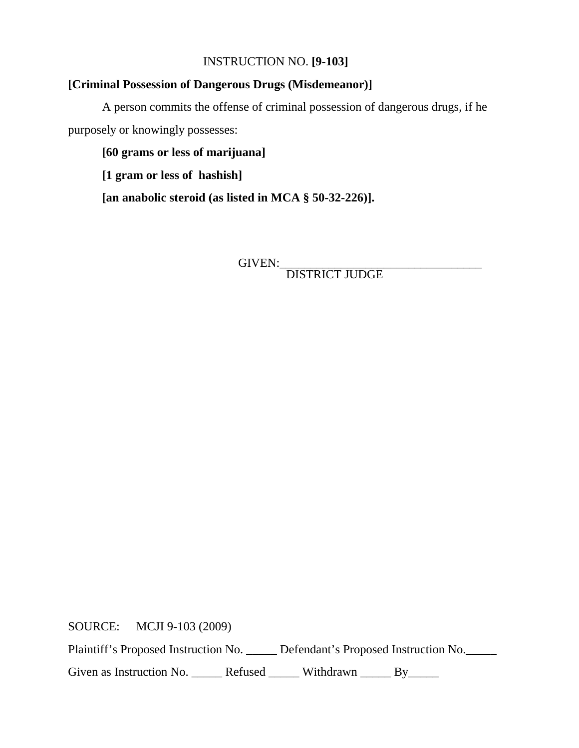INSTRUCTION NO. **[9-103]**

**[Criminal Possession of Dangerous Drugs (Misdemeanor)]**

A person commits the offense of criminal possession of dangerous drugs, if he purposely or knowingly possesses:

**[60 grams or less of marijuana]**

**[1 gram or less of hashish]**

**[an anabolic steroid (as listed in MCA § 50-32-226)].**

GIVEN:_________________________________
DISTRICT JUDGE

SOURCE: MCJI 9-103 (2009)

Plaintiff's Proposed Instruction No. _____ Defendant's Proposed Instruction No._____

Given as Instruction No. _____ Refused _____ Withdrawn _____ By_____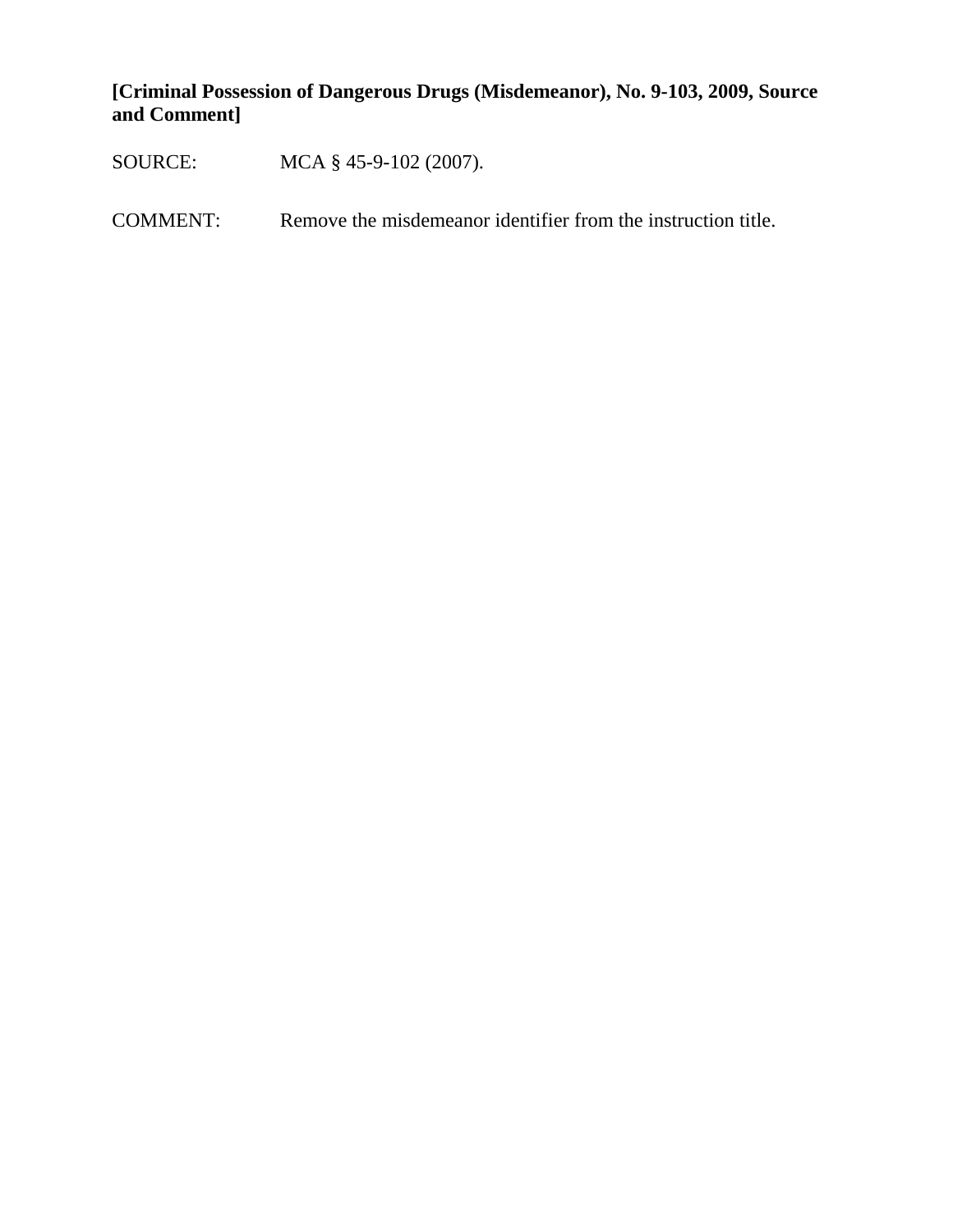**[Criminal Possession of Dangerous Drugs (Misdemeanor), No. 9-103, 2009, Source and Comment]**

SOURCE: MCA § 45-9-102 (2007).

COMMENT: Remove the misdemeanor identifier from the instruction title.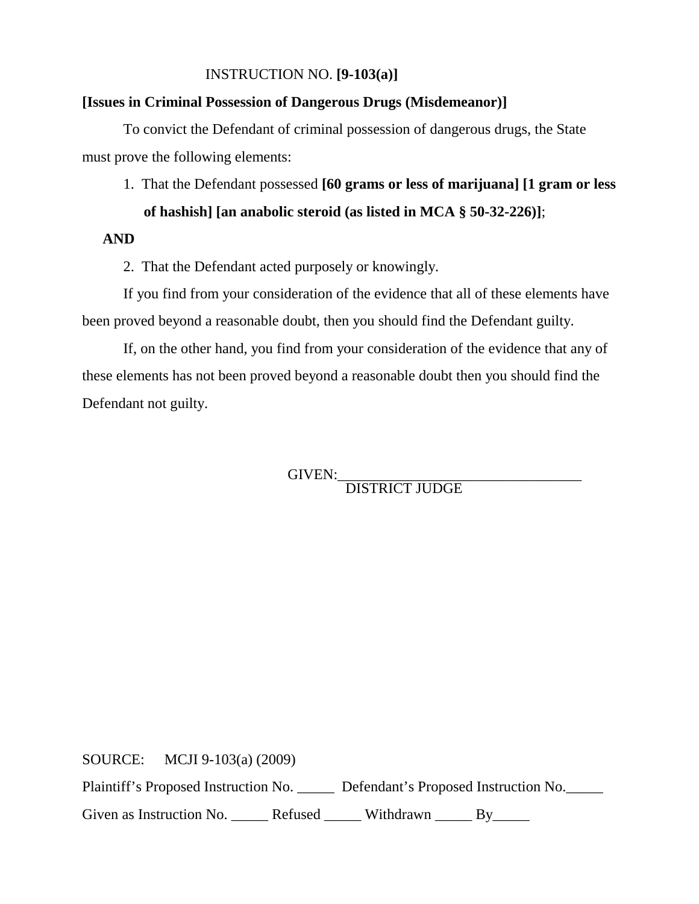INSTRUCTION NO. **[9-103(a)]**

**[Issues in Criminal Possession of Dangerous Drugs (Misdemeanor)]**

To convict the Defendant of criminal possession of dangerous drugs, the State must prove the following elements:

1. That the Defendant possessed **[60 grams or less of marijuana] [1 gram or less of hashish] [an anabolic steroid (as listed in MCA § 50-32-226)]**;

**AND**

2. That the Defendant acted purposely or knowingly.

If you find from your consideration of the evidence that all of these elements have been proved beyond a reasonable doubt, then you should find the Defendant guilty.

If, on the other hand, you find from your consideration of the evidence that any of these elements has not been proved beyond a reasonable doubt then you should find the Defendant not guilty.

GIVEN:_________________________________
DISTRICT JUDGE

SOURCE: MCJI 9-103(a) (2009)

Plaintiff's Proposed Instruction No. _____ Defendant's Proposed Instruction No._____

Given as Instruction No. _____ Refused _____ Withdrawn _____ By_____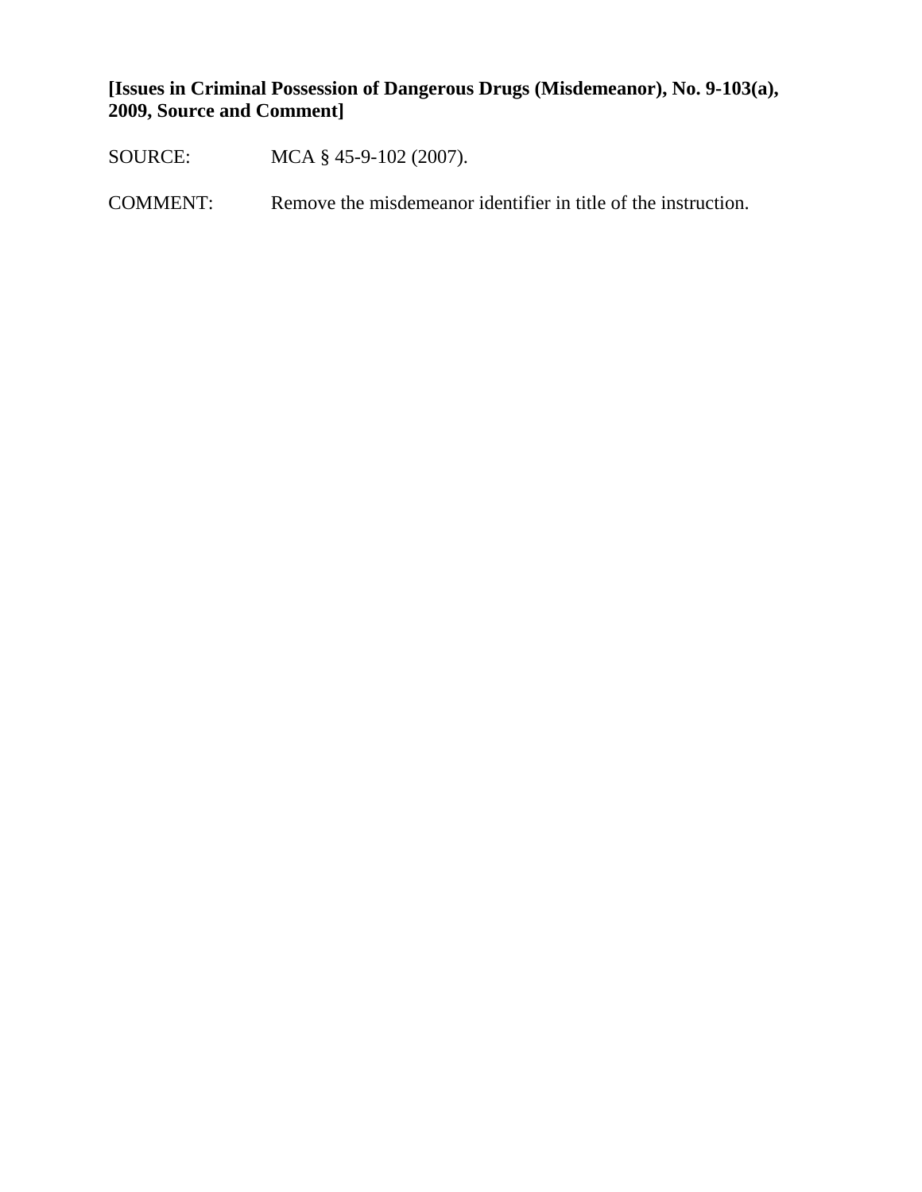**[Issues in Criminal Possession of Dangerous Drugs (Misdemeanor), No. 9-103(a), 2009, Source and Comment]**

SOURCE: MCA § 45-9-102 (2007).

COMMENT: Remove the misdemeanor identifier in title of the instruction.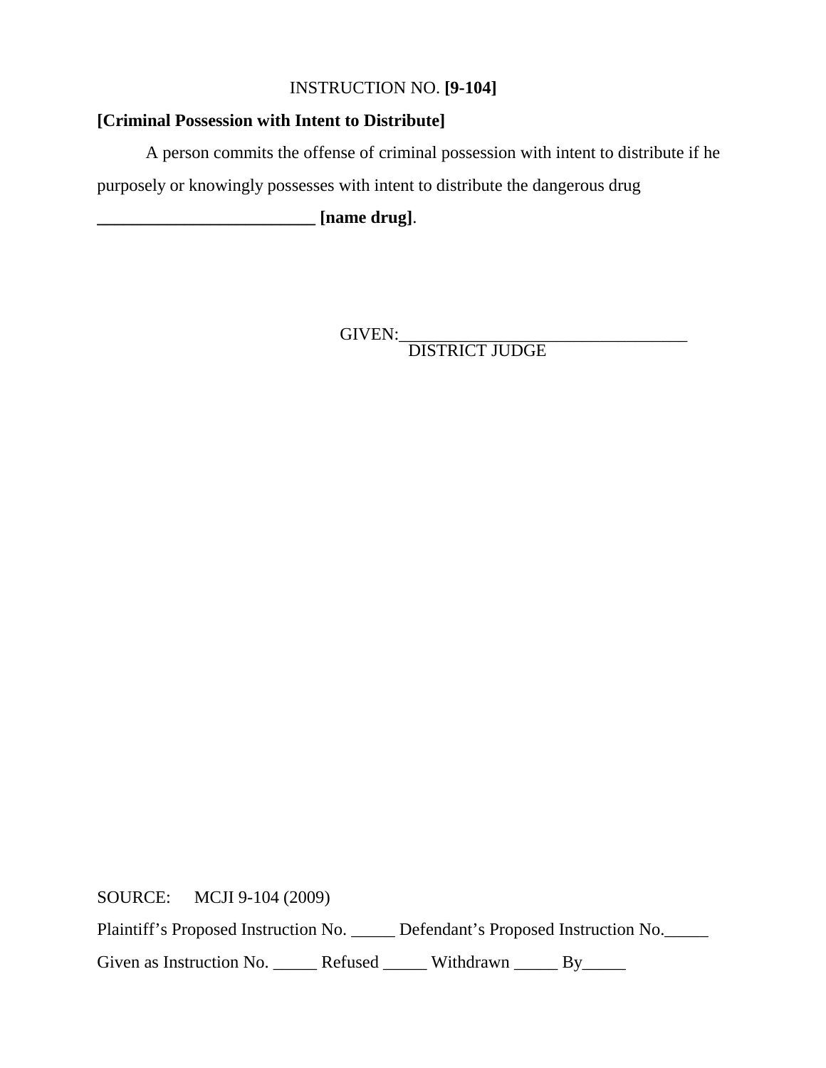INSTRUCTION NO. **[9-104]**

**[Criminal Possession with Intent to Distribute]**

A person commits the offense of criminal possession with intent to distribute if he purposely or knowingly possesses with intent to distribute the dangerous drug **_________________________ [name drug]**.

GIVEN:_________________________________
DISTRICT JUDGE

SOURCE: MCJI 9-104 (2009)

Plaintiff's Proposed Instruction No. _____ Defendant's Proposed Instruction No._____

Given as Instruction No. _____ Refused _____ Withdrawn _____ By_____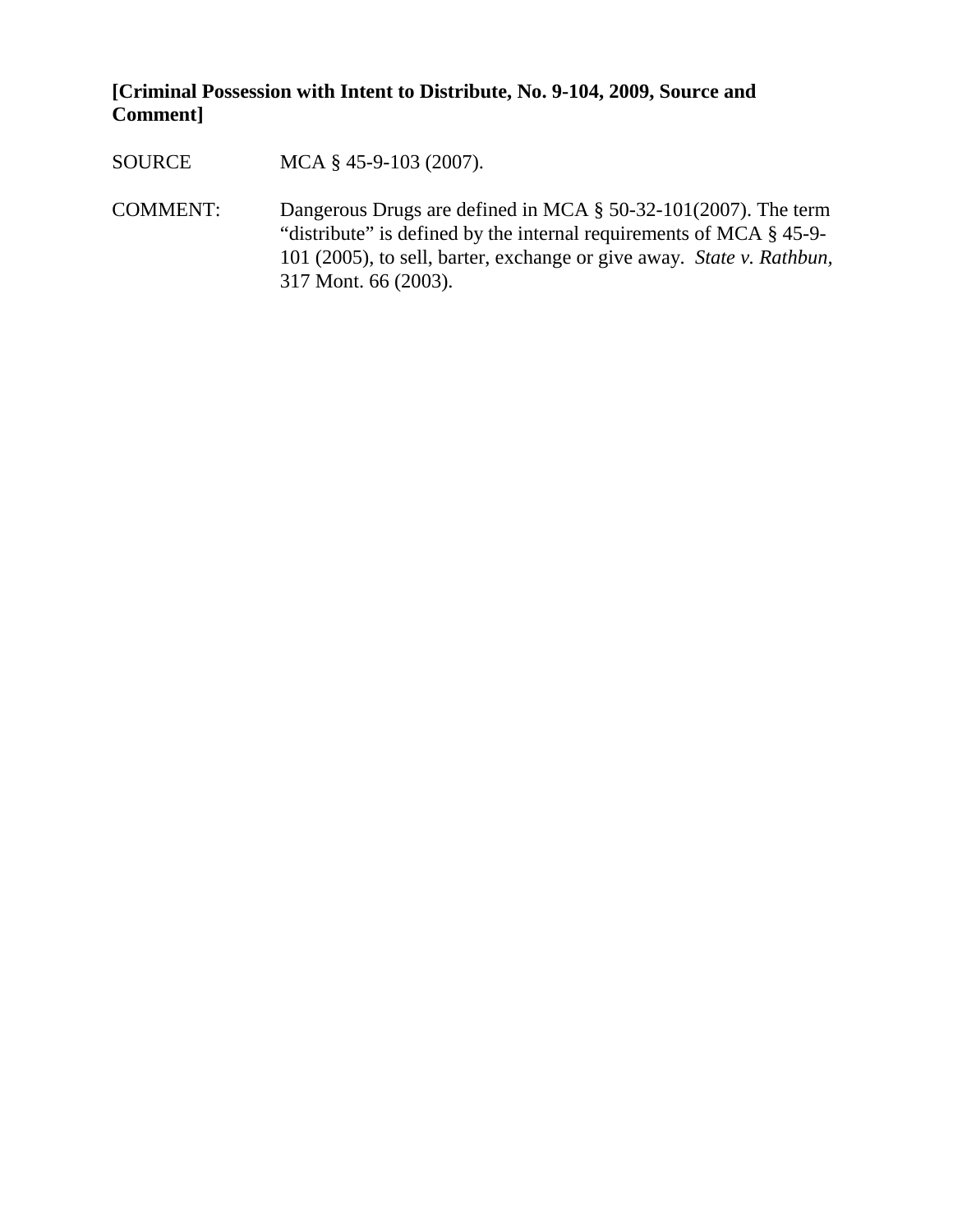**[Criminal Possession with Intent to Distribute, No. 9-104, 2009, Source and Comment]**

SOURCE MCA § 45-9-103 (2007).

COMMENT: Dangerous Drugs are defined in MCA § 50-32-101(2007). The term "distribute" is defined by the internal requirements of MCA § 45-9-101 (2005), to sell, barter, exchange or give away. *State v. Rathbun*, 317 Mont. 66 (2003).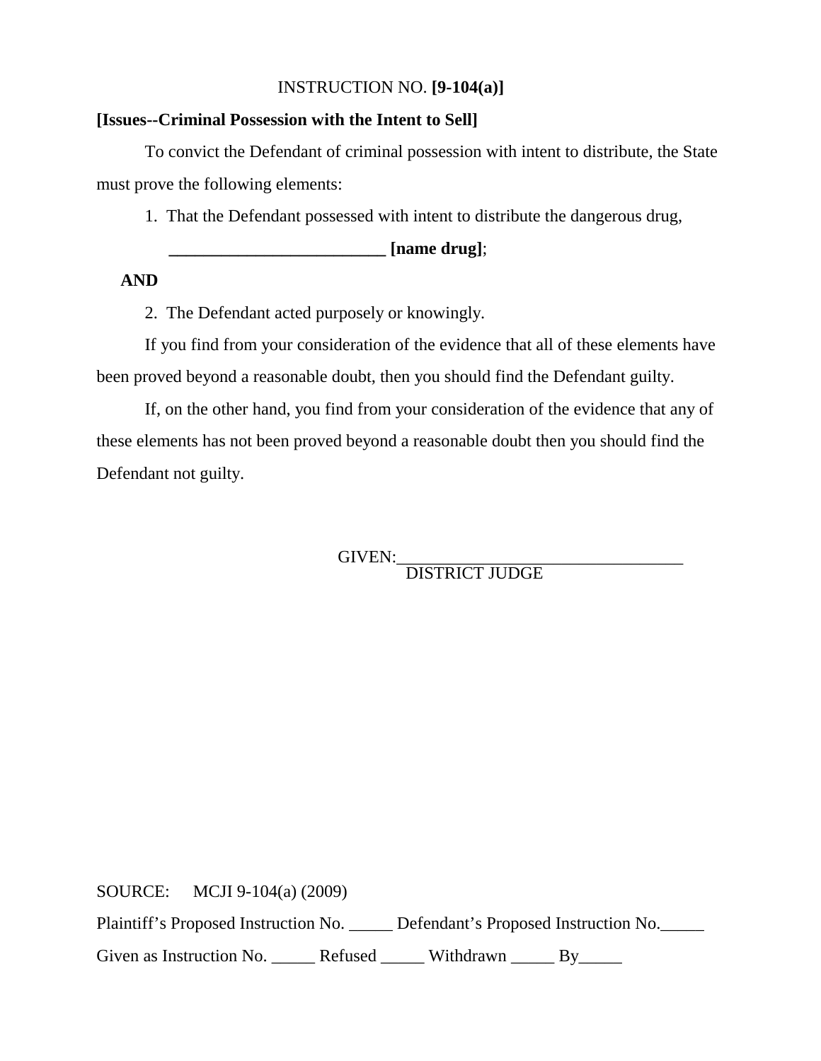INSTRUCTION NO. **[9-104(a)]**

**[Issues--Criminal Possession with the Intent to Sell]**

To convict the Defendant of criminal possession with intent to distribute, the State must prove the following elements:

1. That the Defendant possessed with intent to distribute the dangerous drug, **_________________________ [name drug]**;

**AND**

2. The Defendant acted purposely or knowingly.

If you find from your consideration of the evidence that all of these elements have been proved beyond a reasonable doubt, then you should find the Defendant guilty.

If, on the other hand, you find from your consideration of the evidence that any of these elements has not been proved beyond a reasonable doubt then you should find the Defendant not guilty.

GIVEN:__________________________________
DISTRICT JUDGE

SOURCE: MCJI 9-104(a) (2009)

Plaintiff's Proposed Instruction No. _____ Defendant's Proposed Instruction No._____

Given as Instruction No. _____ Refused _____ Withdrawn _____ By_____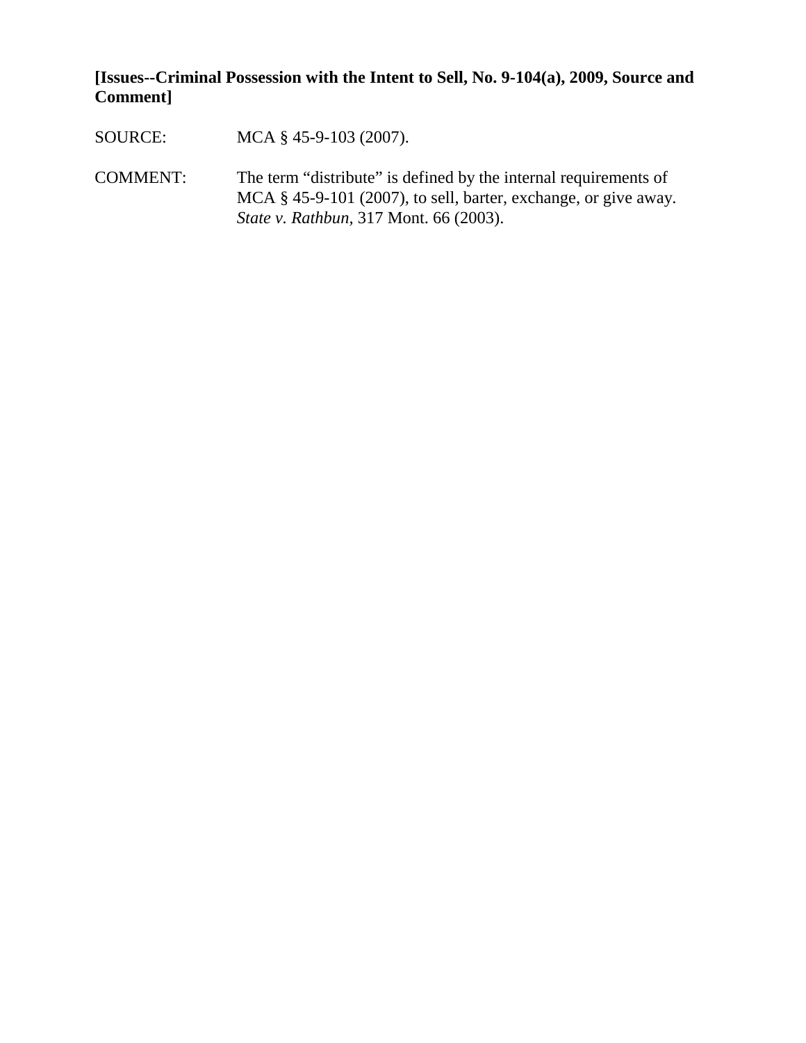**[Issues--Criminal Possession with the Intent to Sell, No. 9-104(a), 2009, Source and Comment]**

SOURCE: MCA § 45-9-103 (2007).

COMMENT: The term "distribute" is defined by the internal requirements of MCA § 45-9-101 (2007), to sell, barter, exchange, or give away. *State v. Rathbun*, 317 Mont. 66 (2003).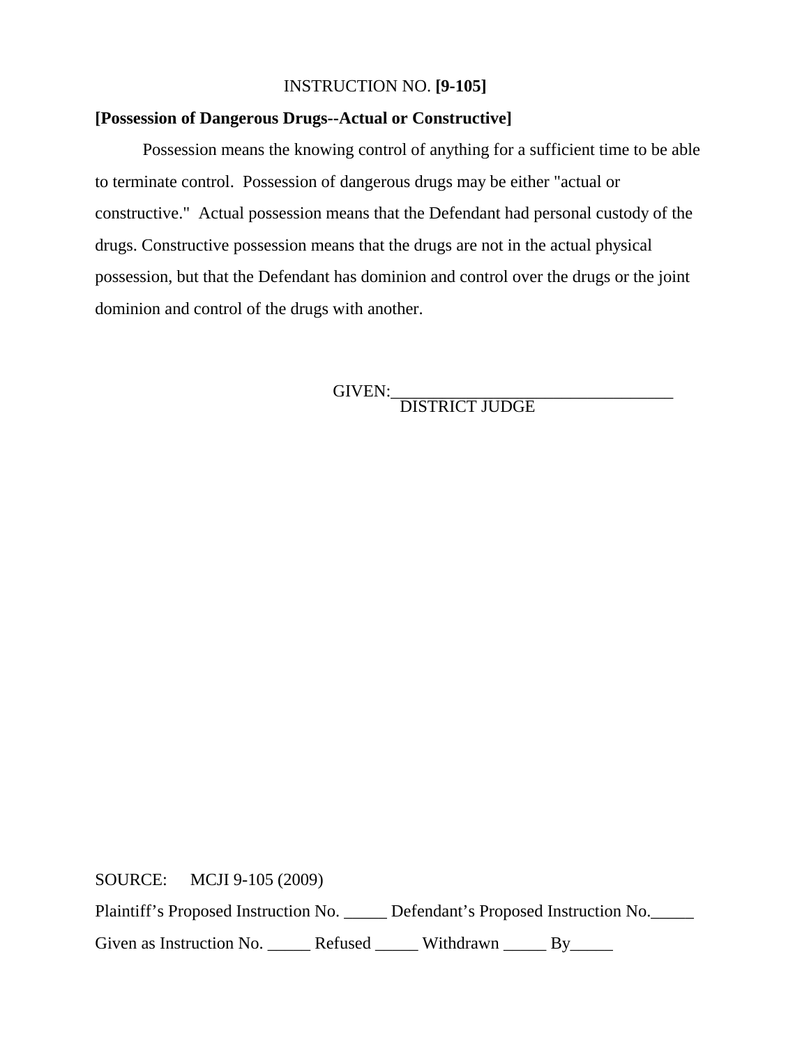INSTRUCTION NO. **[9-105]**

**[Possession of Dangerous Drugs--Actual or Constructive]**

Possession means the knowing control of anything for a sufficient time to be able to terminate control. Possession of dangerous drugs may be either "actual or constructive." Actual possession means that the Defendant had personal custody of the drugs. Constructive possession means that the drugs are not in the actual physical possession, but that the Defendant has dominion and control over the drugs or the joint dominion and control of the drugs with another.

GIVEN:_________________________________
DISTRICT JUDGE

SOURCE: MCJI 9-105 (2009)

Plaintiff's Proposed Instruction No. _____ Defendant's Proposed Instruction No._____

Given as Instruction No. _____ Refused _____ Withdrawn _____ By_____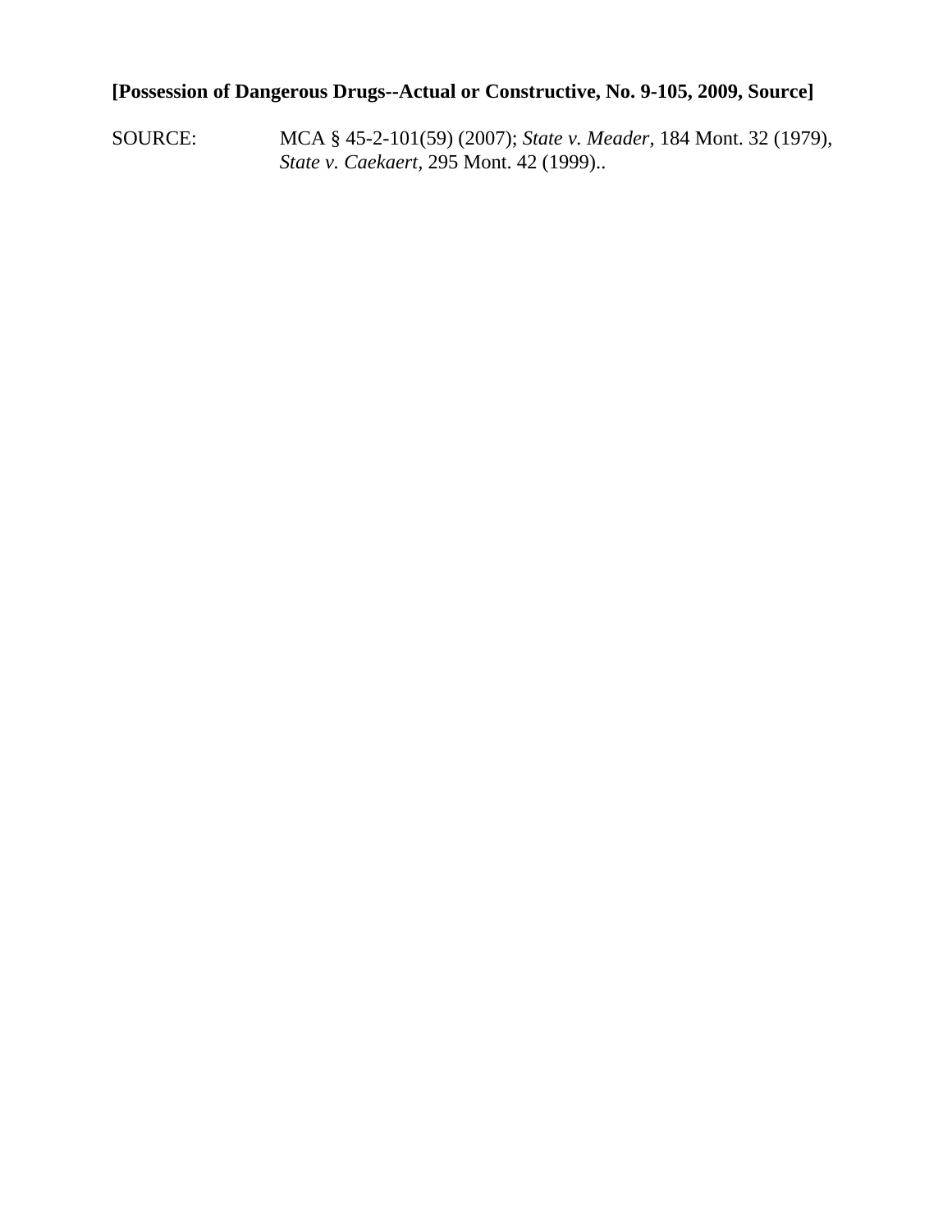**[Possession of Dangerous Drugs--Actual or Constructive, No. 9-105, 2009, Source]**

SOURCE: MCA § 45-2-101(59) (2007); *State v. Meader*, 184 Mont. 32 (1979), *State v. Caekaert*, 295 Mont. 42 (1999)..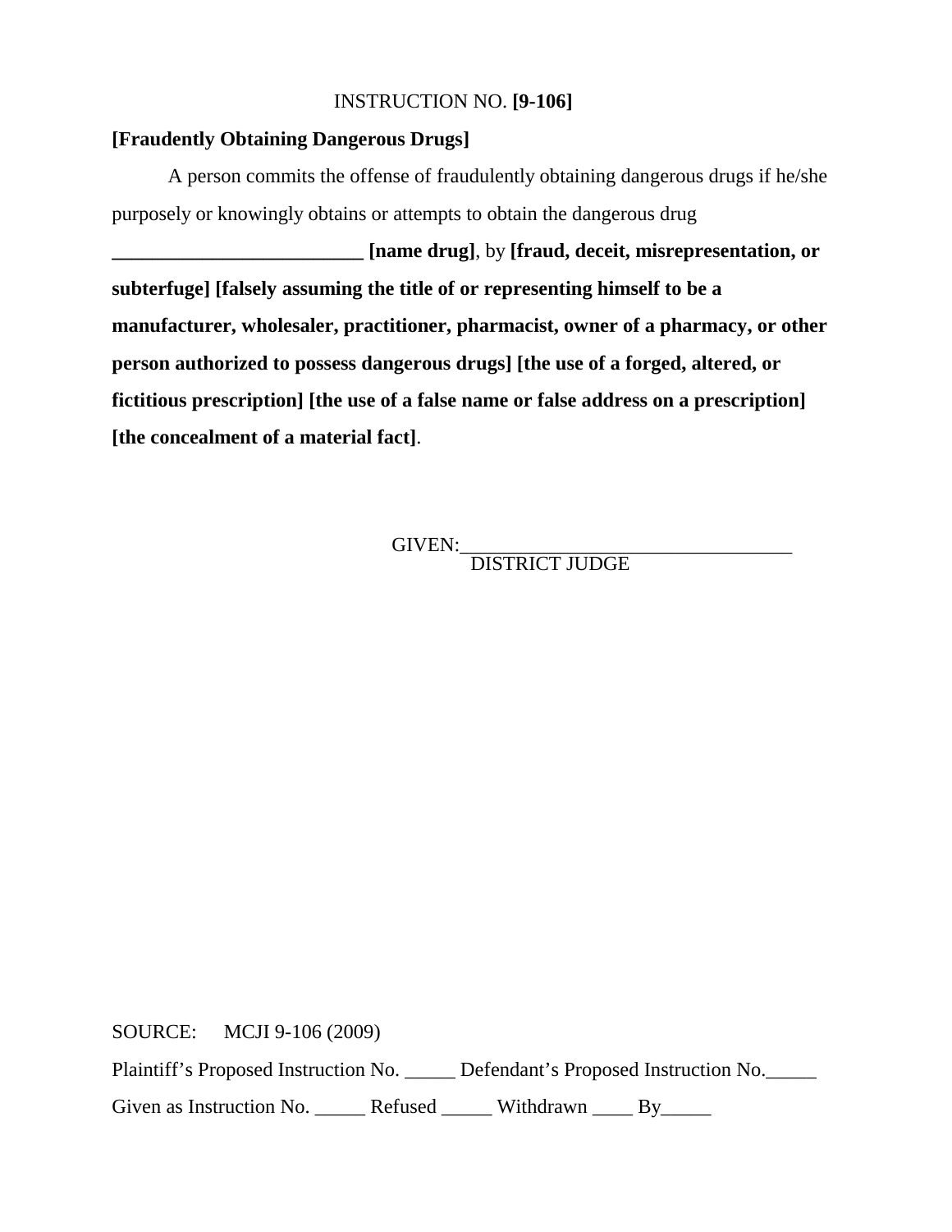INSTRUCTION NO. **[9-106]**

**[Fraudently Obtaining Dangerous Drugs]**

A person commits the offense of fraudulently obtaining dangerous drugs if he/she purposely or knowingly obtains or attempts to obtain the dangerous drug **_________________________ [name drug]**, by **[fraud, deceit, misrepresentation, or subterfuge] [falsely assuming the title of or representing himself to be a manufacturer, wholesaler, practitioner, pharmacist, owner of a pharmacy, or other person authorized to possess dangerous drugs] [the use of a forged, altered, or fictitious prescription] [the use of a false name or false address on a prescription] [the concealment of a material fact]**.

GIVEN:_________________________________
DISTRICT JUDGE

SOURCE: MCJI 9-106 (2009)

Plaintiff's Proposed Instruction No. _____ Defendant's Proposed Instruction No._____

Given as Instruction No. _____ Refused _____ Withdrawn ____ By_____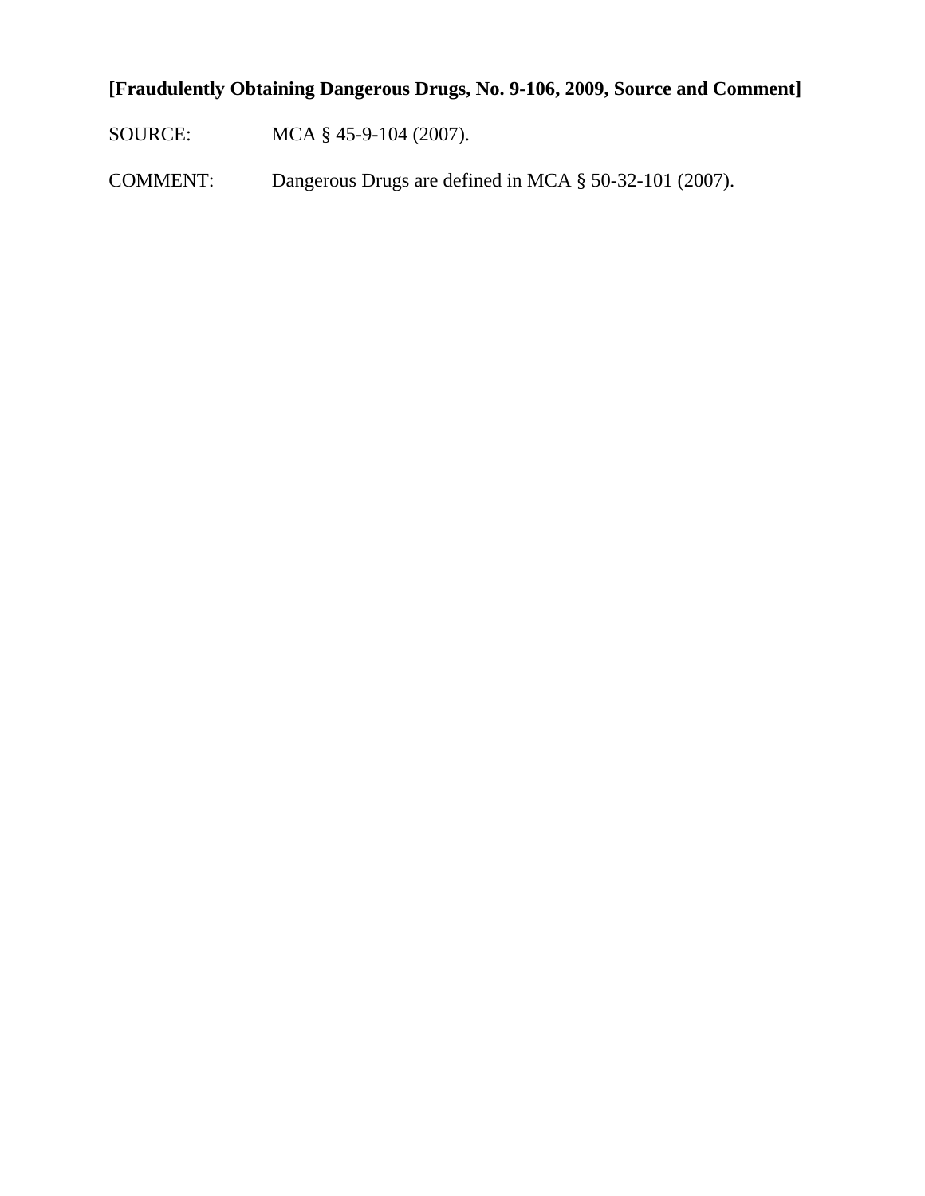**[Fraudulently Obtaining Dangerous Drugs, No. 9-106, 2009, Source and Comment]**

SOURCE: MCA § 45-9-104 (2007).

COMMENT: Dangerous Drugs are defined in MCA § 50-32-101 (2007).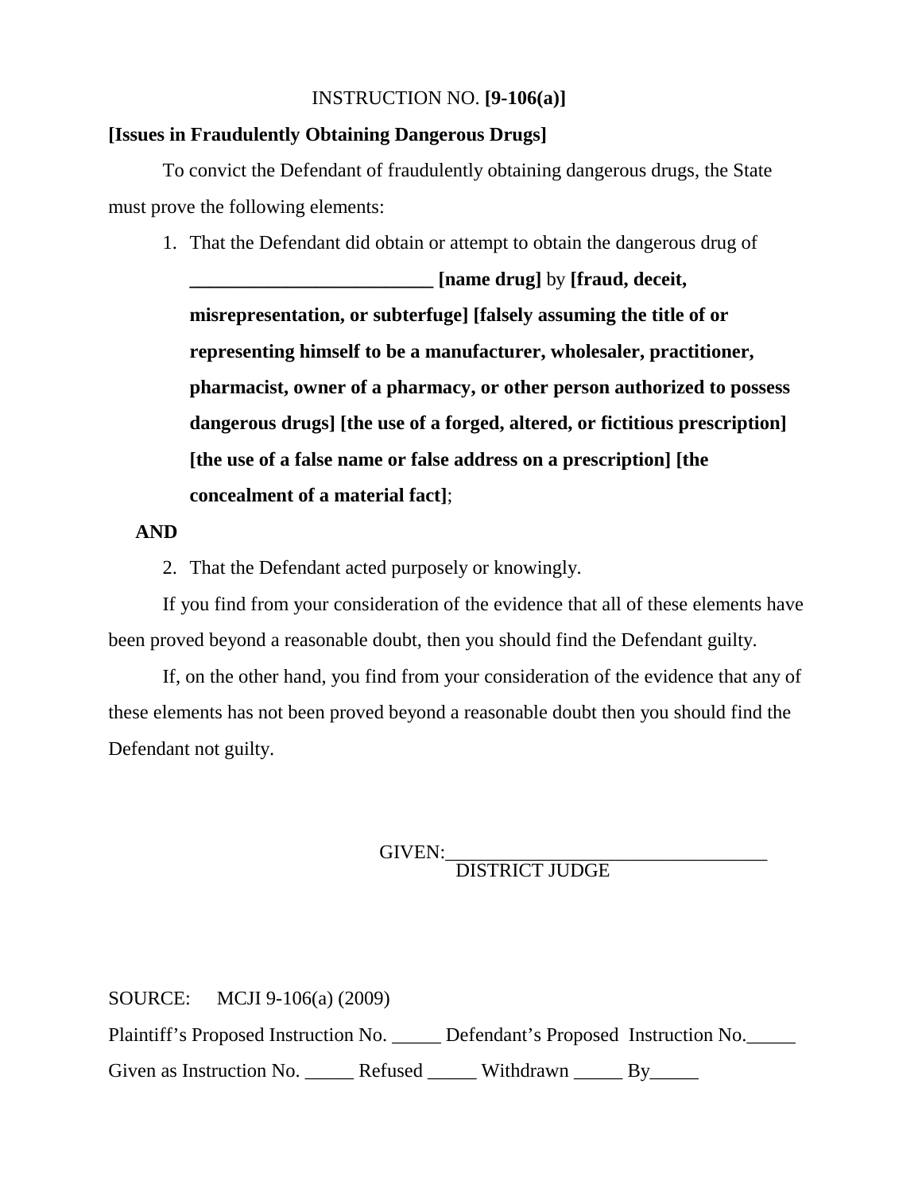INSTRUCTION NO. **[9-106(a)]**

**[Issues in Fraudulently Obtaining Dangerous Drugs]**

To convict the Defendant of fraudulently obtaining dangerous drugs, the State must prove the following elements:

1. That the Defendant did obtain or attempt to obtain the dangerous drug of **_________________________ [name drug]** by **[fraud, deceit, misrepresentation, or subterfuge] [falsely assuming the title of or representing himself to be a manufacturer, wholesaler, practitioner, pharmacist, owner of a pharmacy, or other person authorized to possess dangerous drugs] [the use of a forged, altered, or fictitious prescription] [the use of a false name or false address on a prescription] [the concealment of a material fact]**;

**AND**

2. That the Defendant acted purposely or knowingly.

If you find from your consideration of the evidence that all of these elements have been proved beyond a reasonable doubt, then you should find the Defendant guilty.

If, on the other hand, you find from your consideration of the evidence that any of these elements has not been proved beyond a reasonable doubt then you should find the Defendant not guilty.

GIVEN:_________________________________
DISTRICT JUDGE

SOURCE: MCJI 9-106(a) (2009)

Plaintiff's Proposed Instruction No. _____ Defendant's Proposed Instruction No._____

Given as Instruction No. _____ Refused _____ Withdrawn _____ By_____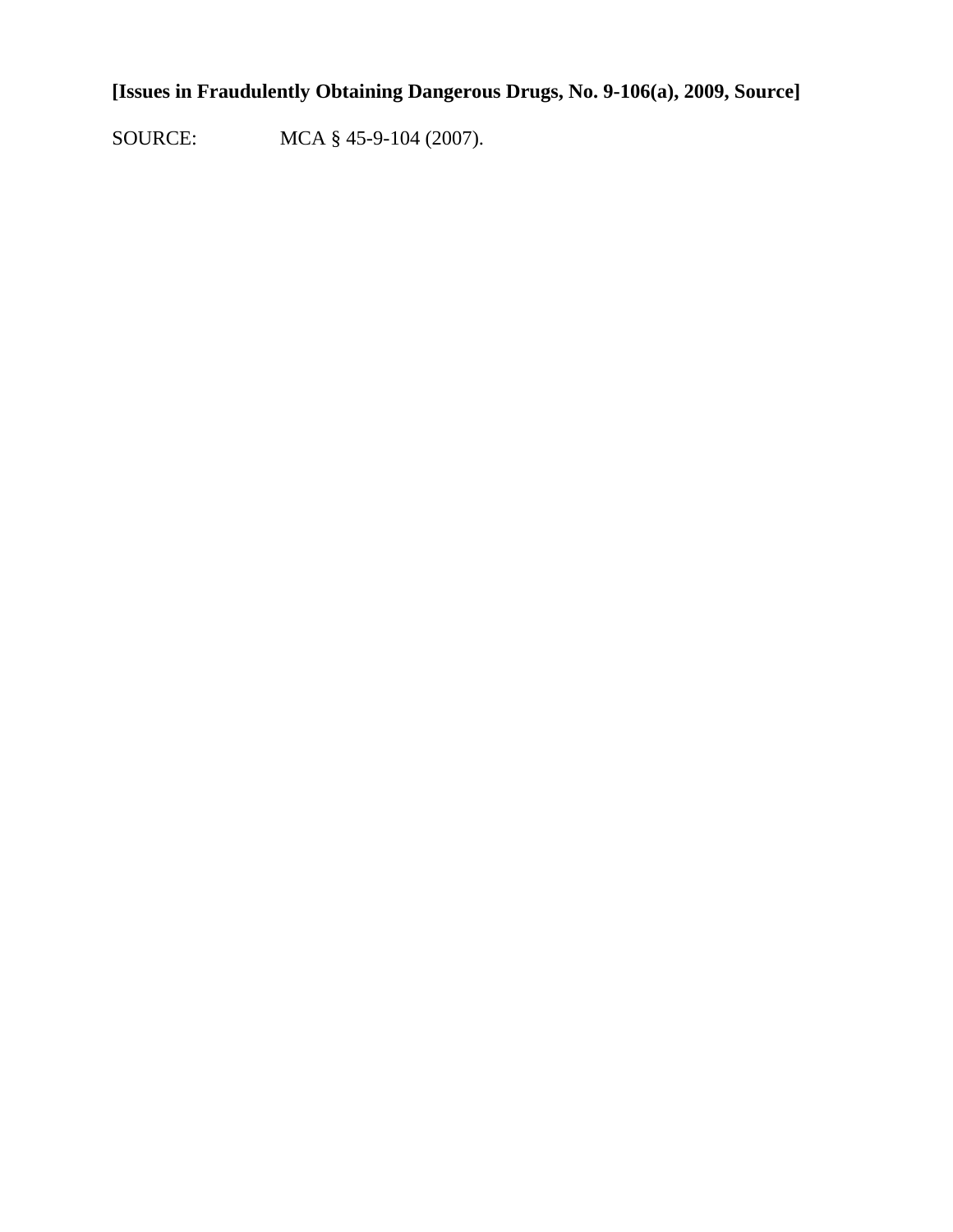**[Issues in Fraudulently Obtaining Dangerous Drugs, No. 9-106(a), 2009, Source]**

SOURCE: MCA § 45-9-104 (2007).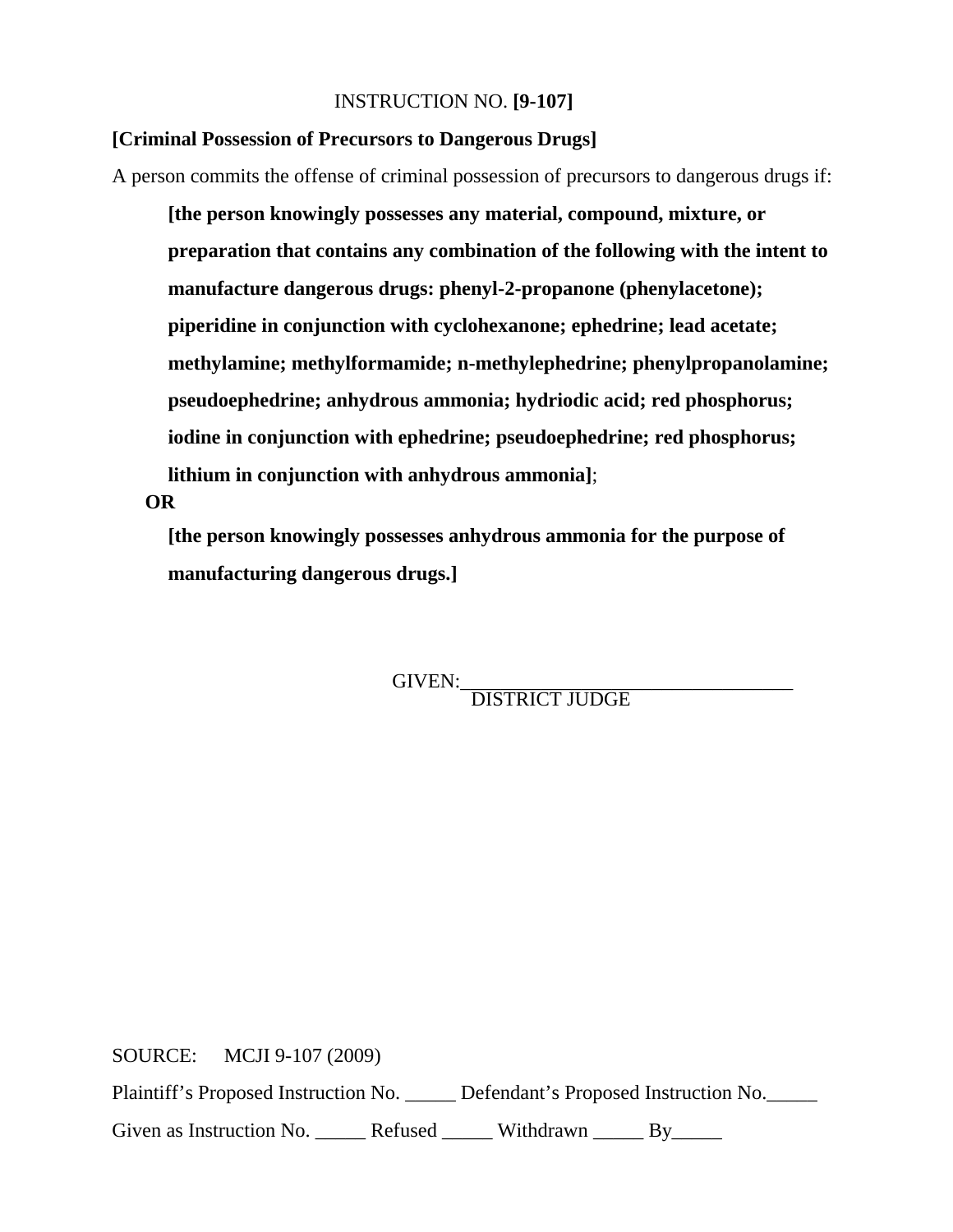INSTRUCTION NO. **[9-107]**

**[Criminal Possession of Precursors to Dangerous Drugs]**

A person commits the offense of criminal possession of precursors to dangerous drugs if:

> **[the person knowingly possesses any material, compound, mixture, or preparation that contains any combination of the following with the intent to manufacture dangerous drugs: phenyl-2-propanone (phenylacetone); piperidine in conjunction with cyclohexanone; ephedrine; lead acetate; methylamine; methylformamide; n-methylephedrine; phenylpropanolamine; pseudoephedrine; anhydrous ammonia; hydriodic acid; red phosphorus; iodine in conjunction with ephedrine; pseudoephedrine; red phosphorus; lithium in conjunction with anhydrous ammonia]**;

**OR**

> **[the person knowingly possesses anhydrous ammonia for the purpose of manufacturing dangerous drugs.]**

GIVEN:\_\_\_\_\_\_\_\_\_\_\_\_\_\_\_\_\_\_\_\_\_\_\_\_\_\_\_\_\_\_\_\_\_\_\_
DISTRICT JUDGE

SOURCE: MCJI 9-107 (2009)

Plaintiff's Proposed Instruction No. \_\_\_\_\_ Defendant's Proposed Instruction No.\_\_\_\_\_

Given as Instruction No. \_\_\_\_\_ Refused \_\_\_\_\_ Withdrawn \_\_\_\_\_ By\_\_\_\_\_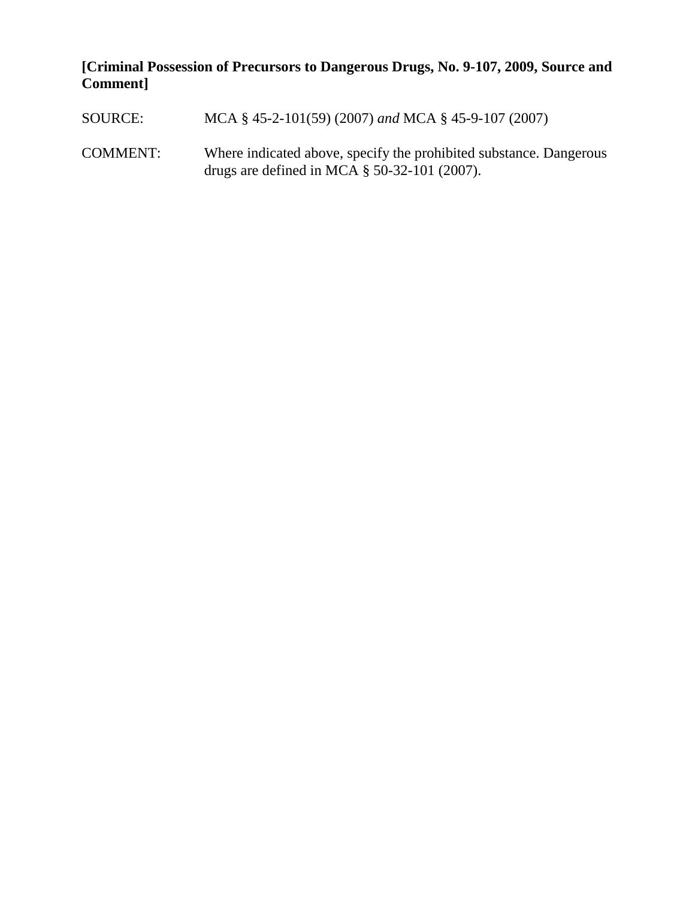**[Criminal Possession of Precursors to Dangerous Drugs, No. 9-107, 2009, Source and Comment]**

SOURCE: MCA § 45-2-101(59) (2007) *and* MCA § 45-9-107 (2007)

COMMENT: Where indicated above, specify the prohibited substance. Dangerous drugs are defined in MCA § 50-32-101 (2007).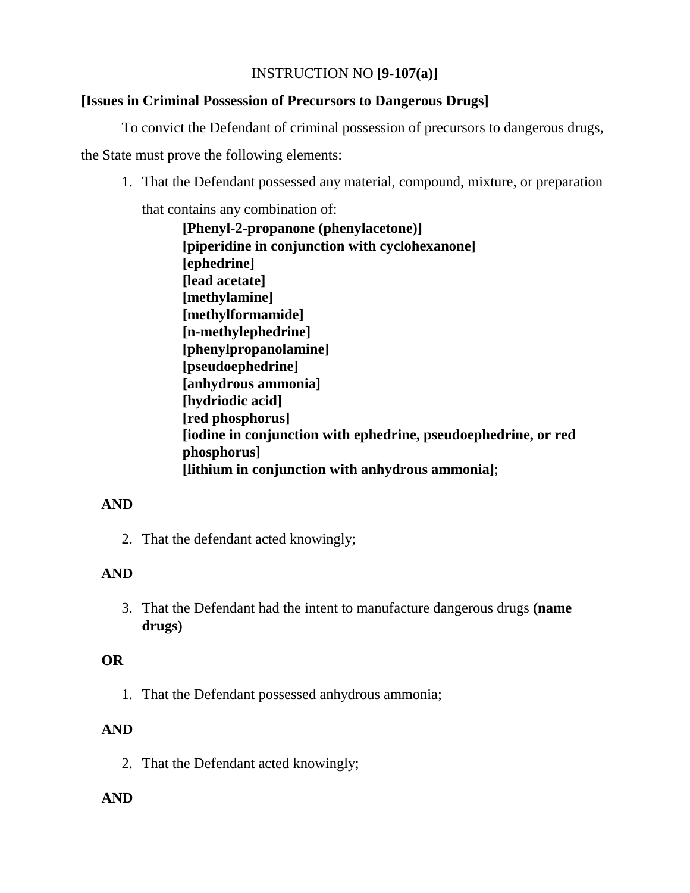INSTRUCTION NO **[9-107(a)]**

**[Issues in Criminal Possession of Precursors to Dangerous Drugs]**

To convict the Defendant of criminal possession of precursors to dangerous drugs, the State must prove the following elements:

1. That the Defendant possessed any material, compound, mixture, or preparation that contains any combination of:

   **[Phenyl-2-propanone (phenylacetone)]**
   **[piperidine in conjunction with cyclohexanone]**
   **[ephedrine]**
   **[lead acetate]**
   **[methylamine]**
   **[methylformamide]**
   **[n-methylephedrine]**
   **[phenylpropanolamine]**
   **[pseudoephedrine]**
   **[anhydrous ammonia]**
   **[hydriodic acid]**
   **[red phosphorus]**
   **[iodine in conjunction with ephedrine, pseudoephedrine, or red phosphorus]**
   **[lithium in conjunction with anhydrous ammonia]**;

**AND**

2. That the defendant acted knowingly;

**AND**

3. That the Defendant had the intent to manufacture dangerous drugs **(name drugs)**

**OR**

1. That the Defendant possessed anhydrous ammonia;

**AND**

2. That the Defendant acted knowingly;

**AND**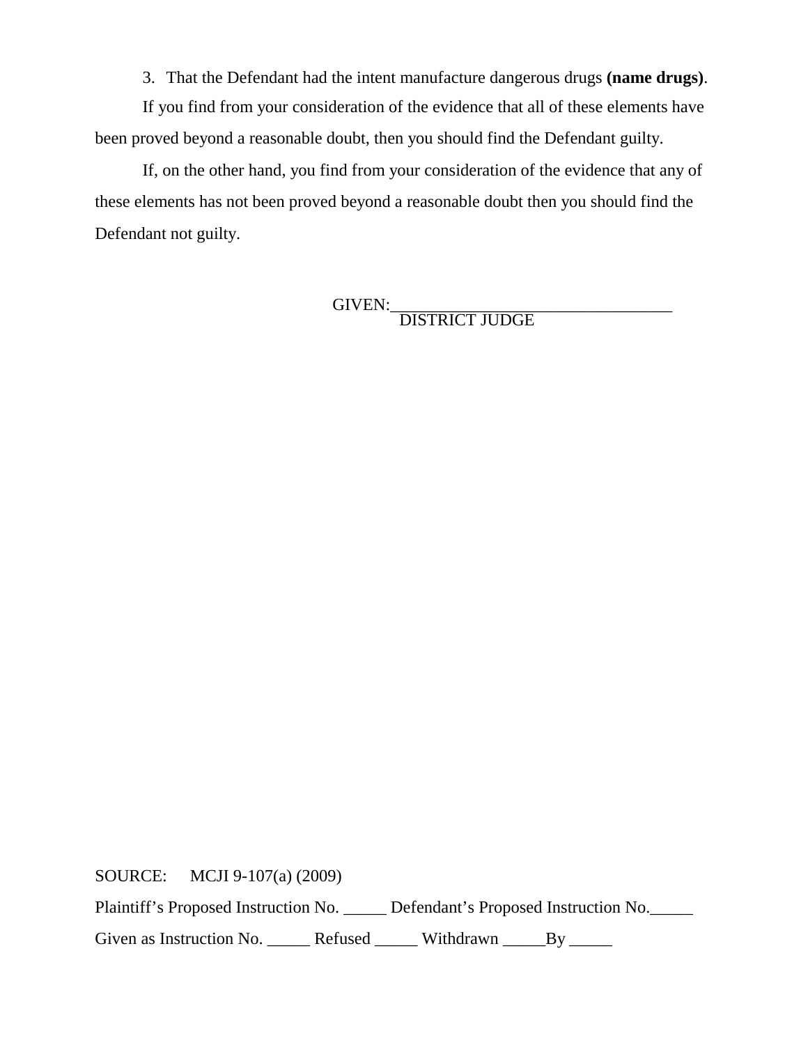3. That the Defendant had the intent manufacture dangerous drugs **(name drugs)**.

If you find from your consideration of the evidence that all of these elements have been proved beyond a reasonable doubt, then you should find the Defendant guilty.

If, on the other hand, you find from your consideration of the evidence that any of these elements has not been proved beyond a reasonable doubt then you should find the Defendant not guilty.

GIVEN:_________________________________
DISTRICT JUDGE

SOURCE: MCJI 9-107(a) (2009)

Plaintiff's Proposed Instruction No. _____ Defendant's Proposed Instruction No._____

Given as Instruction No. _____ Refused _____ Withdrawn _____By _____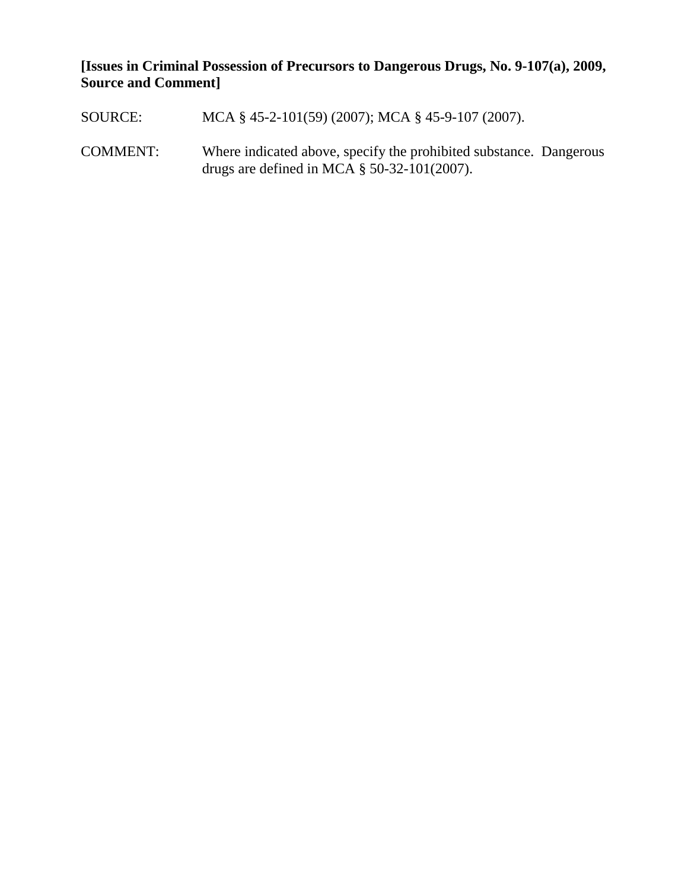**[Issues in Criminal Possession of Precursors to Dangerous Drugs, No. 9-107(a), 2009, Source and Comment]**

SOURCE: MCA § 45-2-101(59) (2007); MCA § 45-9-107 (2007).

COMMENT: Where indicated above, specify the prohibited substance. Dangerous drugs are defined in MCA § 50-32-101(2007).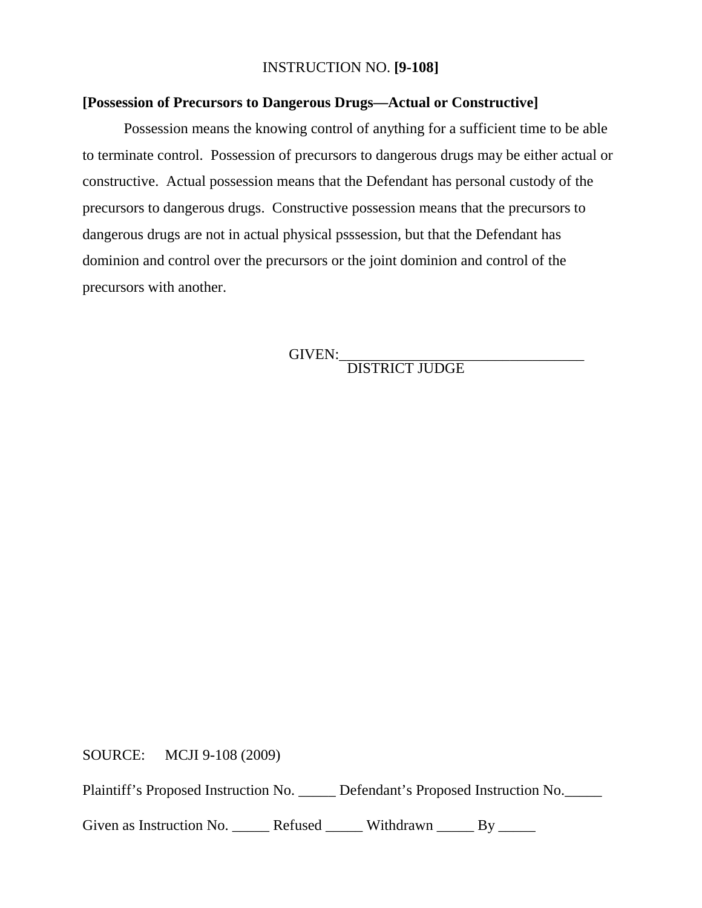INSTRUCTION NO. **[9-108]**

**[Possession of Precursors to Dangerous Drugs—Actual or Constructive]**

Possession means the knowing control of anything for a sufficient time to be able to terminate control. Possession of precursors to dangerous drugs may be either actual or constructive. Actual possession means that the Defendant has personal custody of the precursors to dangerous drugs. Constructive possession means that the precursors to dangerous drugs are not in actual physical psssession, but that the Defendant has dominion and control over the precursors or the joint dominion and control of the precursors with another.

GIVEN:_________________________________
DISTRICT JUDGE

SOURCE: MCJI 9-108 (2009)

Plaintiff's Proposed Instruction No. _____ Defendant's Proposed Instruction No._____

Given as Instruction No. _____ Refused _____ Withdrawn _____ By _____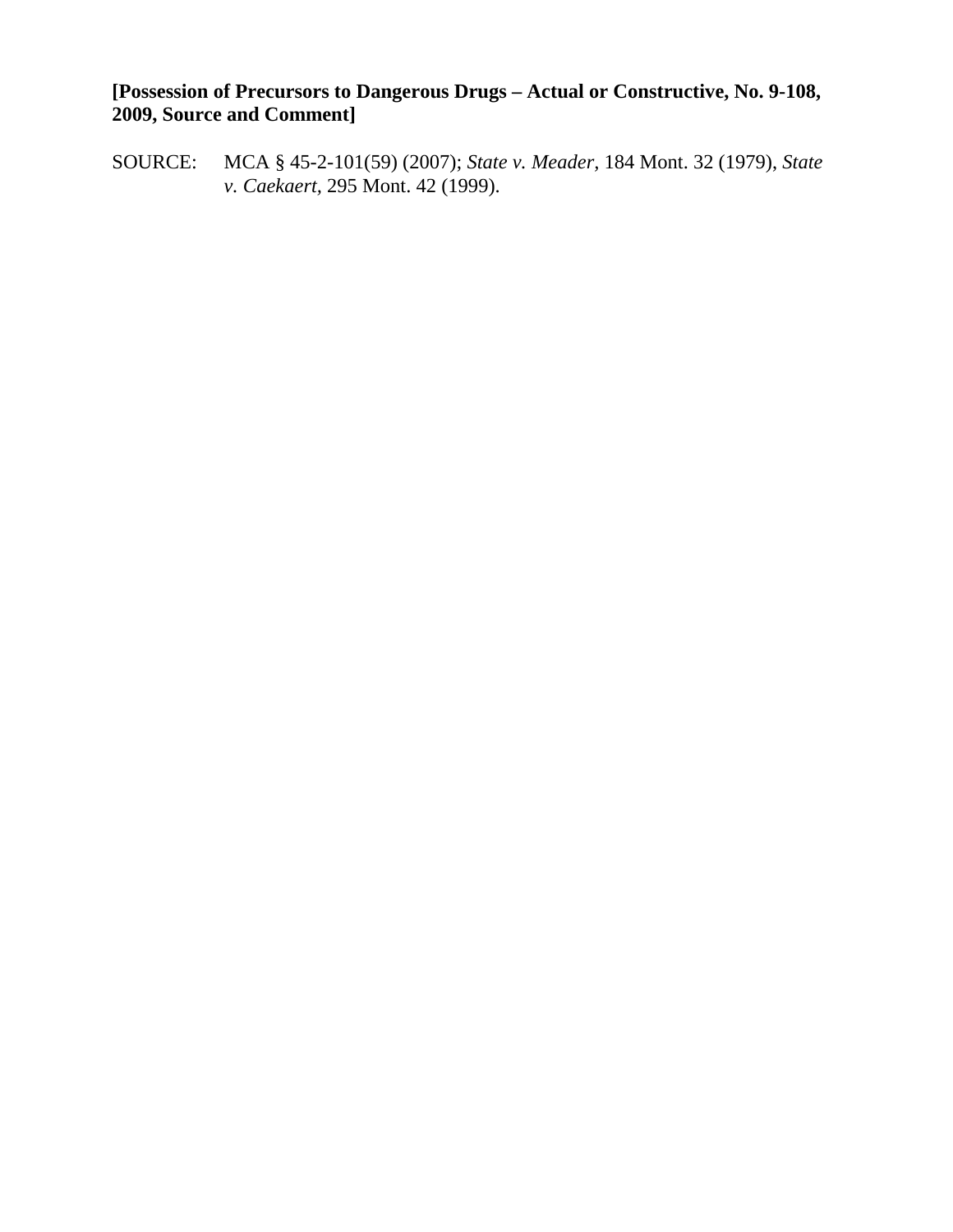**[Possession of Precursors to Dangerous Drugs – Actual or Constructive, No. 9-108, 2009, Source and Comment]**

SOURCE: MCA § 45-2-101(59) (2007); *State v. Meader*, 184 Mont. 32 (1979), *State v. Caekaert*, 295 Mont. 42 (1999).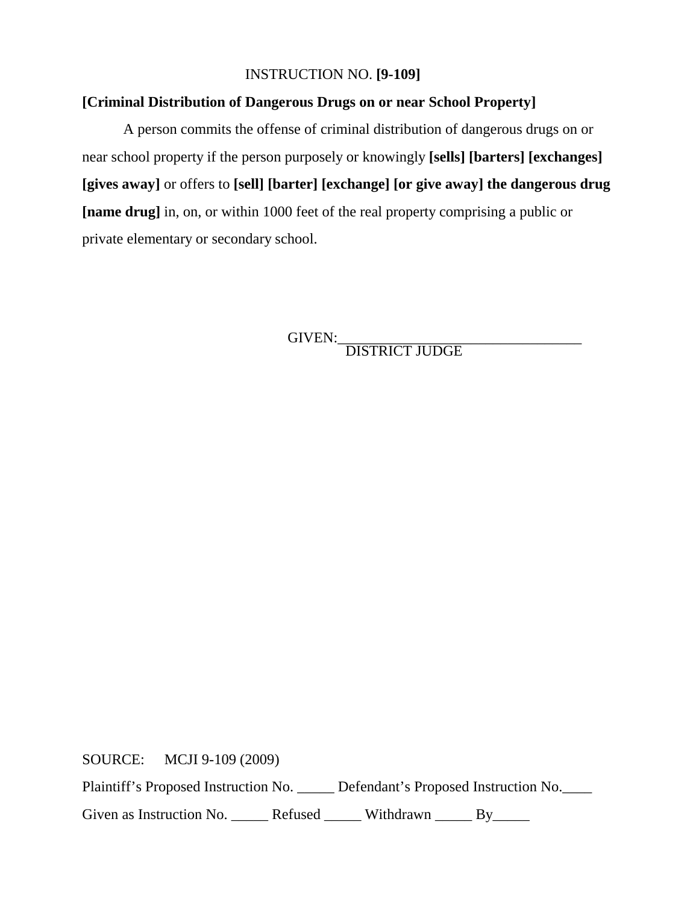INSTRUCTION NO. **[9-109]**

**[Criminal Distribution of Dangerous Drugs on or near School Property]**

A person commits the offense of criminal distribution of dangerous drugs on or near school property if the person purposely or knowingly **[sells] [barters] [exchanges] [gives away]** or offers to **[sell] [barter] [exchange] [or give away] the dangerous drug [name drug]** in, on, or within 1000 feet of the real property comprising a public or private elementary or secondary school.

GIVEN:\_\_\_\_\_\_\_\_\_\_\_\_\_\_\_\_\_\_\_\_\_\_\_\_\_\_\_\_\_\_\_\_\_\_
DISTRICT JUDGE

SOURCE: MCJI 9-109 (2009)

Plaintiff's Proposed Instruction No. \_\_\_\_\_ Defendant's Proposed Instruction No.\_\_\_\_

Given as Instruction No. \_\_\_\_\_ Refused \_\_\_\_\_ Withdrawn \_\_\_\_\_ By\_\_\_\_\_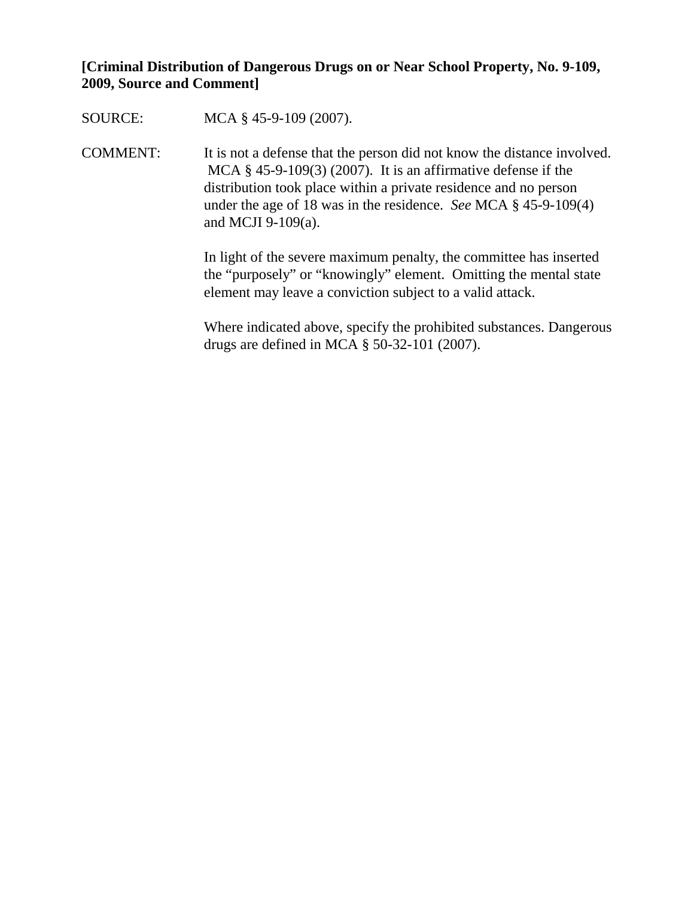**[Criminal Distribution of Dangerous Drugs on or Near School Property, No. 9-109, 2009, Source and Comment]**

SOURCE: MCA § 45-9-109 (2007).

COMMENT: It is not a defense that the person did not know the distance involved. MCA § 45-9-109(3) (2007). It is an affirmative defense if the distribution took place within a private residence and no person under the age of 18 was in the residence. *See* MCA § 45-9-109(4) and MCJI 9-109(a).

In light of the severe maximum penalty, the committee has inserted the "purposely" or "knowingly" element. Omitting the mental state element may leave a conviction subject to a valid attack.

Where indicated above, specify the prohibited substances. Dangerous drugs are defined in MCA § 50-32-101 (2007).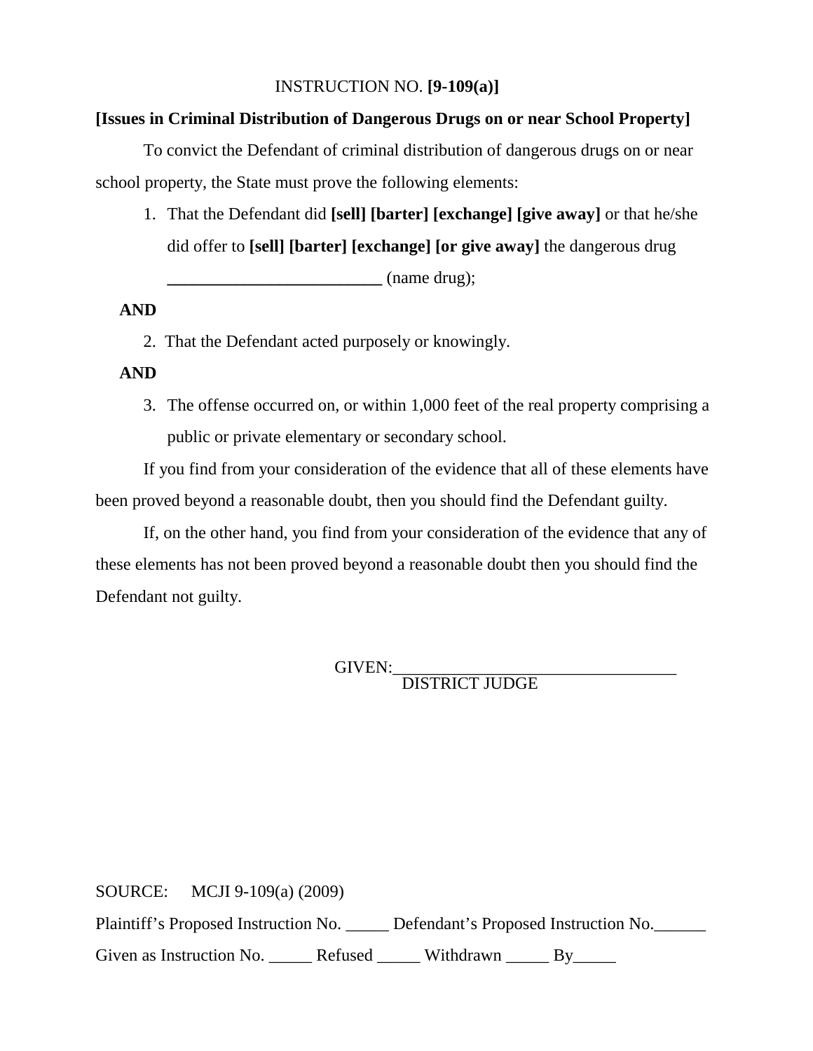INSTRUCTION NO. **[9-109(a)]**

**[Issues in Criminal Distribution of Dangerous Drugs on or near School Property]**

To convict the Defendant of criminal distribution of dangerous drugs on or near school property, the State must prove the following elements:

1. That the Defendant did **[sell] [barter] [exchange] [give away]** or that he/she did offer to **[sell] [barter] [exchange] [or give away]** the dangerous drug **_________________________** (name drug);

**AND**

2. That the Defendant acted purposely or knowingly.

**AND**

3. The offense occurred on, or within 1,000 feet of the real property comprising a public or private elementary or secondary school.

If you find from your consideration of the evidence that all of these elements have been proved beyond a reasonable doubt, then you should find the Defendant guilty.

If, on the other hand, you find from your consideration of the evidence that any of these elements has not been proved beyond a reasonable doubt then you should find the Defendant not guilty.

GIVEN:_________________________________
DISTRICT JUDGE

SOURCE: MCJI 9-109(a) (2009)

Plaintiff's Proposed Instruction No. _____ Defendant's Proposed Instruction No.______

Given as Instruction No. _____ Refused _____ Withdrawn _____ By_____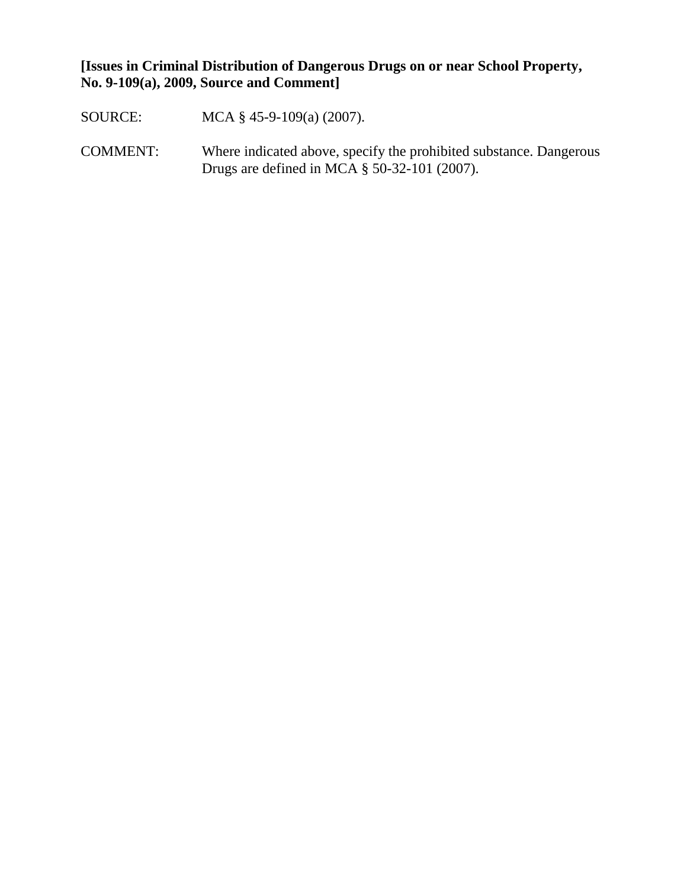**[Issues in Criminal Distribution of Dangerous Drugs on or near School Property, No. 9-109(a), 2009, Source and Comment]**

SOURCE: MCA § 45-9-109(a) (2007).

COMMENT: Where indicated above, specify the prohibited substance. Dangerous Drugs are defined in MCA § 50-32-101 (2007).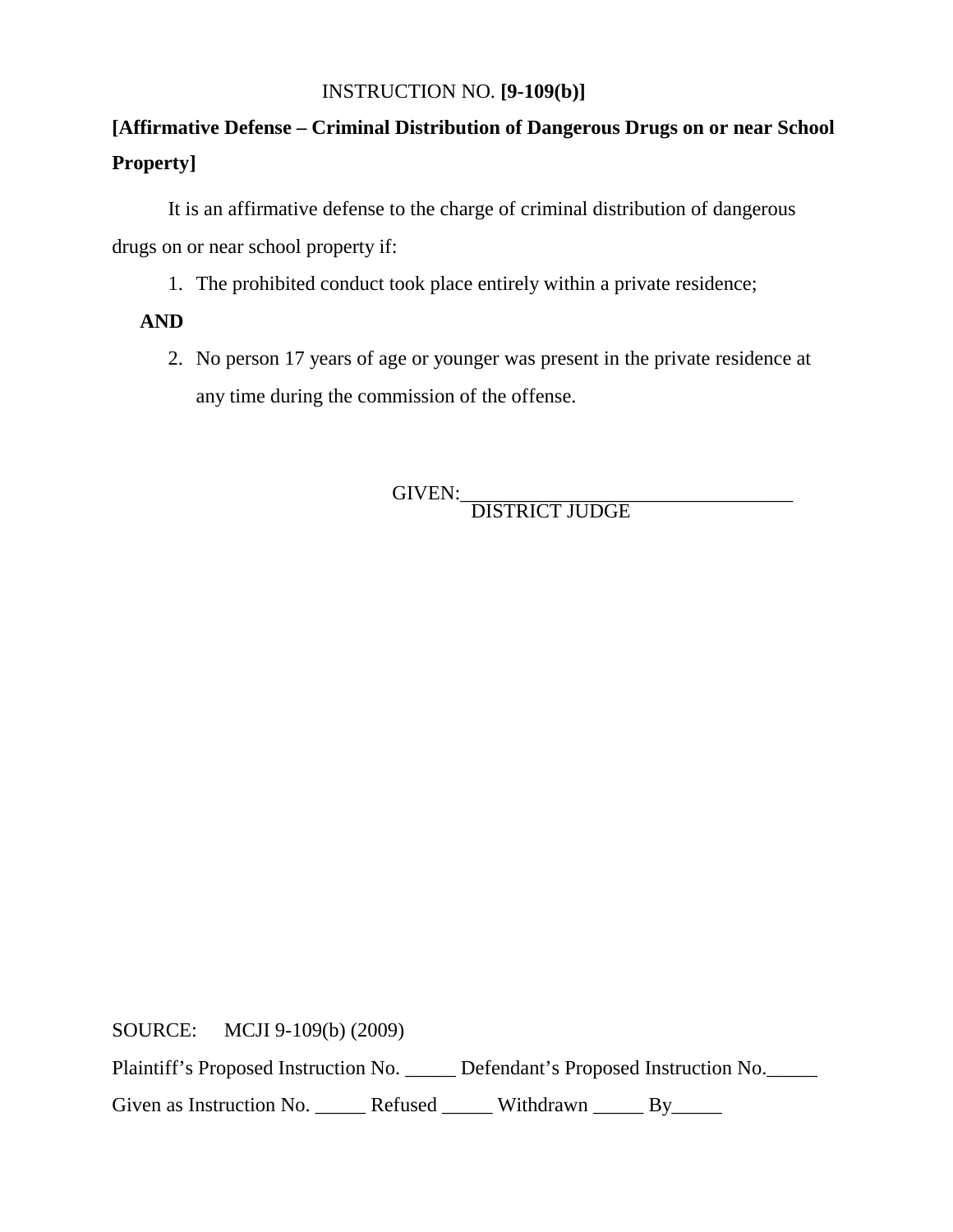INSTRUCTION NO. **[9-109(b)]**

**[Affirmative Defense – Criminal Distribution of Dangerous Drugs on or near School Property]**

It is an affirmative defense to the charge of criminal distribution of dangerous drugs on or near school property if:

1. The prohibited conduct took place entirely within a private residence;

**AND**

2. No person 17 years of age or younger was present in the private residence at any time during the commission of the offense.

GIVEN:_________________________________
DISTRICT JUDGE

SOURCE: MCJI 9-109(b) (2009)

Plaintiff's Proposed Instruction No. _____ Defendant's Proposed Instruction No._____

Given as Instruction No. _____ Refused _____ Withdrawn _____ By_____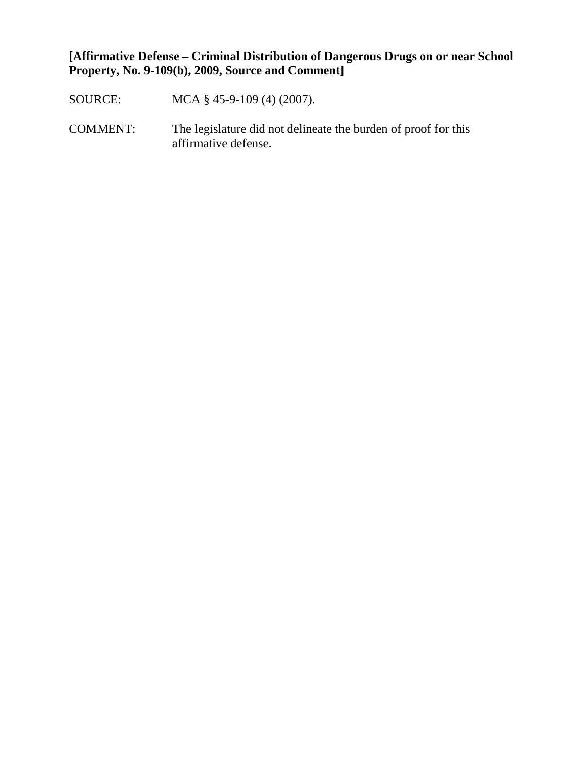**[Affirmative Defense – Criminal Distribution of Dangerous Drugs on or near School Property, No. 9-109(b), 2009, Source and Comment]**

SOURCE: MCA § 45-9-109 (4) (2007).

COMMENT: The legislature did not delineate the burden of proof for this affirmative defense.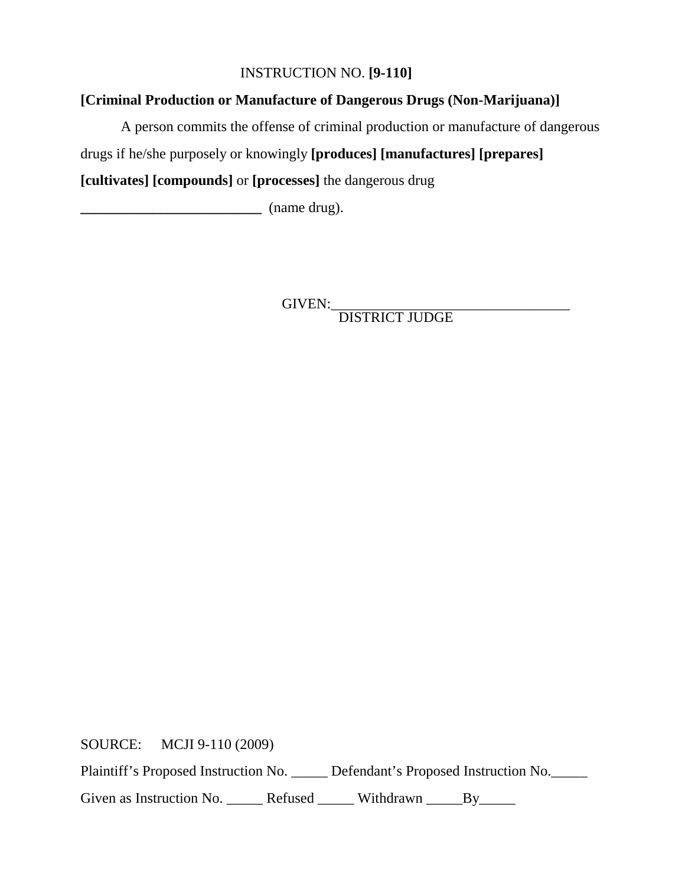INSTRUCTION NO. **[9-110]**

**[Criminal Production or Manufacture of Dangerous Drugs (Non-Marijuana)]**

A person commits the offense of criminal production or manufacture of dangerous drugs if he/she purposely or knowingly **[produces] [manufactures] [prepares] [cultivates] [compounds]** or **[processes]** the dangerous drug **_________________________** (name drug).

GIVEN:________________________________
DISTRICT JUDGE

SOURCE: MCJI 9-110 (2009)

Plaintiff's Proposed Instruction No. _____ Defendant's Proposed Instruction No._____

Given as Instruction No. _____ Refused _____ Withdrawn _____By_____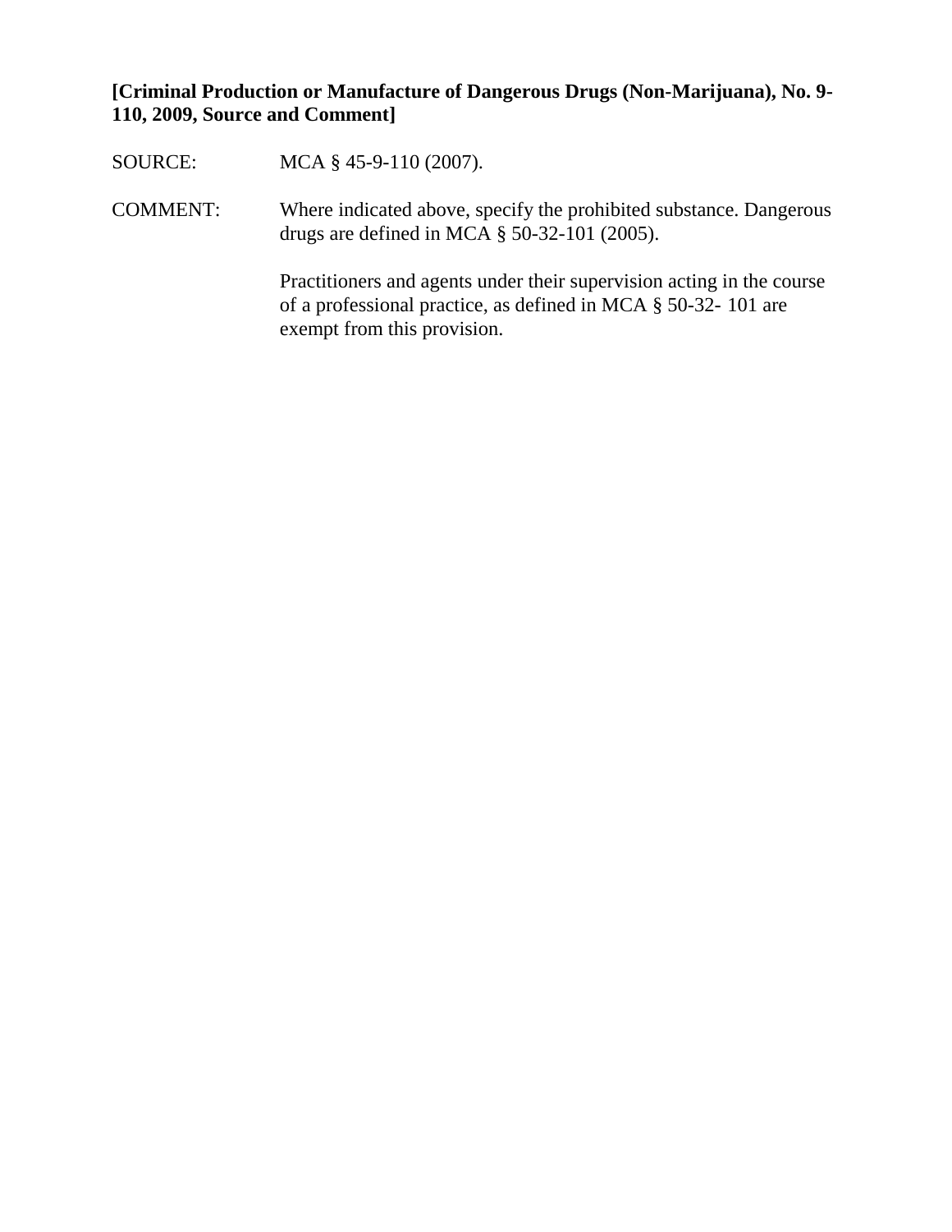**[Criminal Production or Manufacture of Dangerous Drugs (Non-Marijuana), No. 9-110, 2009, Source and Comment]**

SOURCE: MCA § 45-9-110 (2007).

COMMENT: Where indicated above, specify the prohibited substance. Dangerous drugs are defined in MCA § 50-32-101 (2005).

Practitioners and agents under their supervision acting in the course of a professional practice, as defined in MCA § 50-32- 101 are exempt from this provision.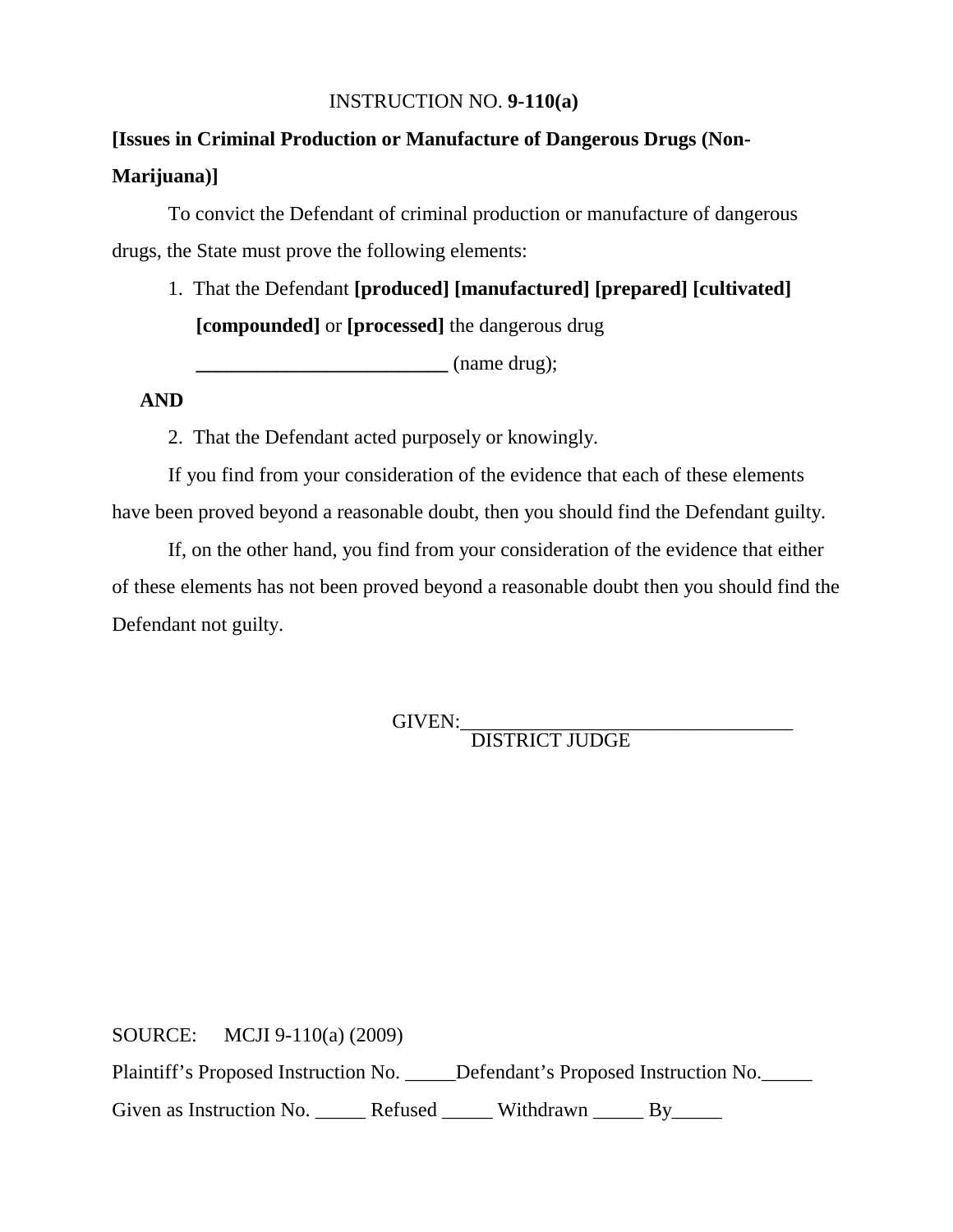INSTRUCTION NO. **9-110(a)**

**[Issues in Criminal Production or Manufacture of Dangerous Drugs (Non-Marijuana)]**

To convict the Defendant of criminal production or manufacture of dangerous drugs, the State must prove the following elements:

1. That the Defendant **[produced] [manufactured] [prepared] [cultivated] [compounded]** or **[processed]** the dangerous drug **_________________________** (name drug);

**AND**

2. That the Defendant acted purposely or knowingly.

If you find from your consideration of the evidence that each of these elements have been proved beyond a reasonable doubt, then you should find the Defendant guilty.

If, on the other hand, you find from your consideration of the evidence that either of these elements has not been proved beyond a reasonable doubt then you should find the Defendant not guilty.

GIVEN:_________________________________
DISTRICT JUDGE

SOURCE: MCJI 9-110(a) (2009)

Plaintiff's Proposed Instruction No. _____Defendant's Proposed Instruction No._____

Given as Instruction No. _____ Refused _____ Withdrawn _____ By_____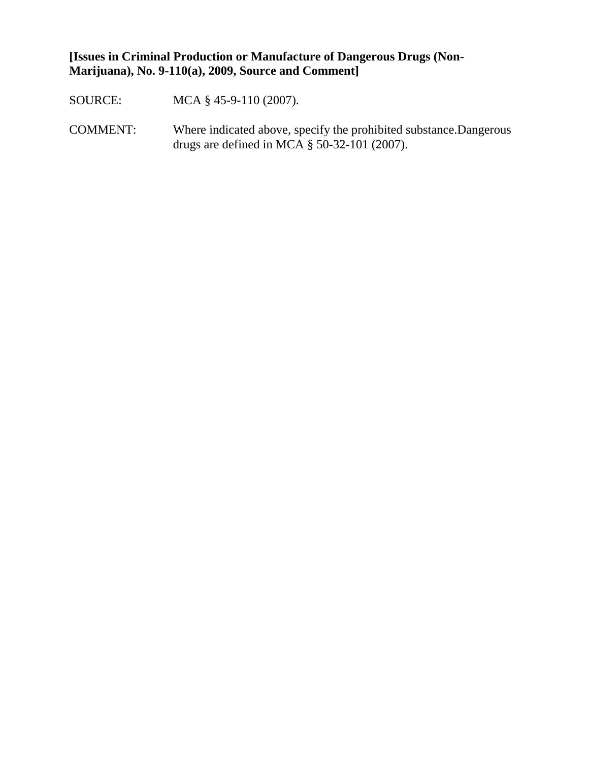**[Issues in Criminal Production or Manufacture of Dangerous Drugs (Non-Marijuana), No. 9-110(a), 2009, Source and Comment]**

SOURCE: MCA § 45-9-110 (2007).

COMMENT: Where indicated above, specify the prohibited substance.Dangerous drugs are defined in MCA § 50-32-101 (2007).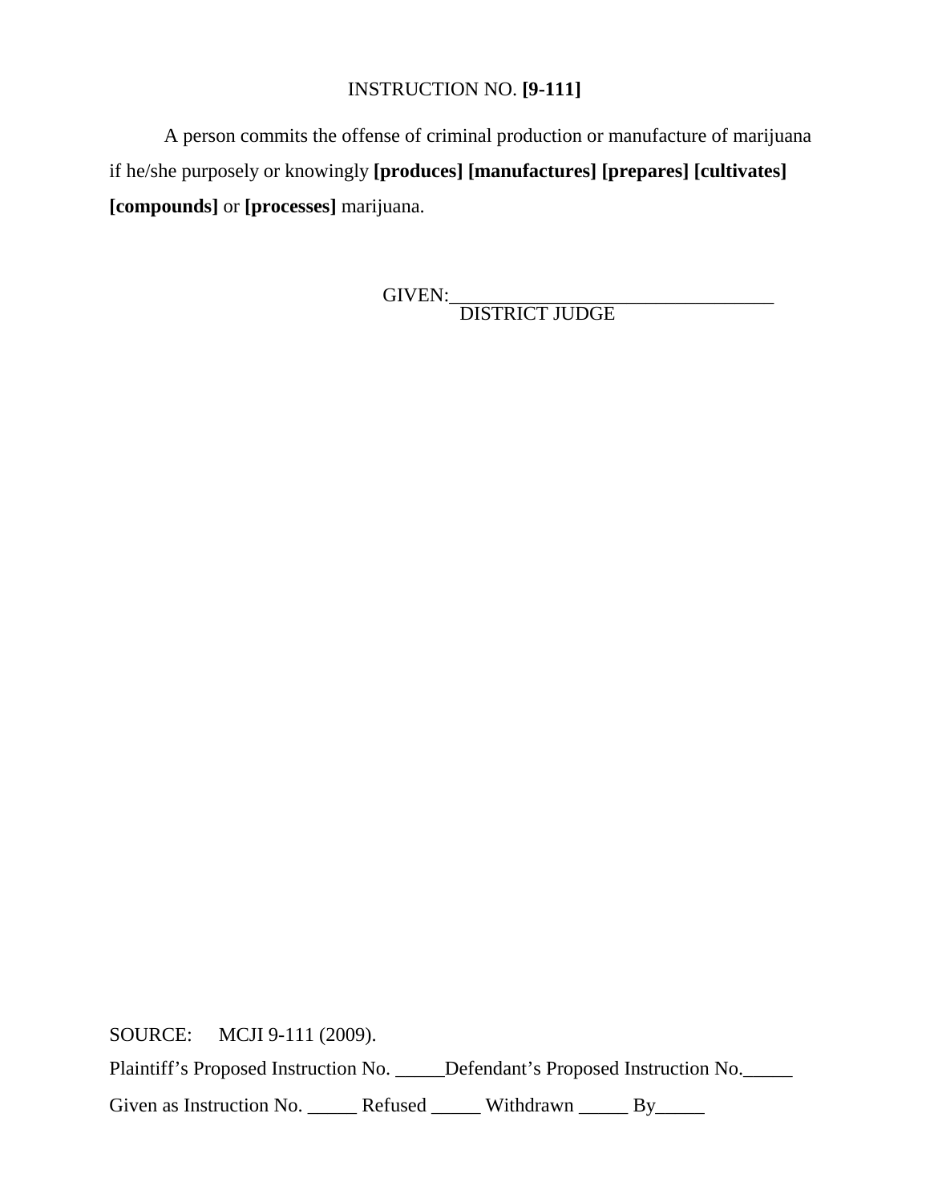INSTRUCTION NO. **[9-111]**

A person commits the offense of criminal production or manufacture of marijuana if he/she purposely or knowingly **[produces] [manufactures] [prepares] [cultivates] [compounds]** or **[processes]** marijuana.

GIVEN:_________________________________
DISTRICT JUDGE

SOURCE: MCJI 9-111 (2009).

Plaintiff's Proposed Instruction No. _____Defendant's Proposed Instruction No._____

Given as Instruction No. _____ Refused _____ Withdrawn _____ By_____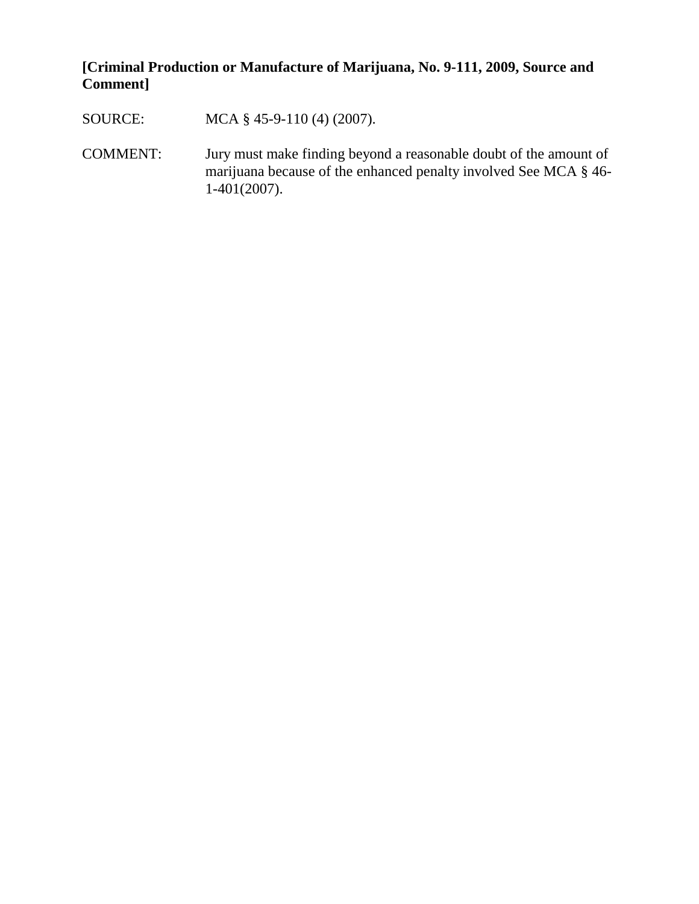**[Criminal Production or Manufacture of Marijuana, No. 9-111, 2009, Source and Comment]**

SOURCE: MCA § 45-9-110 (4) (2007).

COMMENT: Jury must make finding beyond a reasonable doubt of the amount of marijuana because of the enhanced penalty involved See MCA § 46-1-401(2007).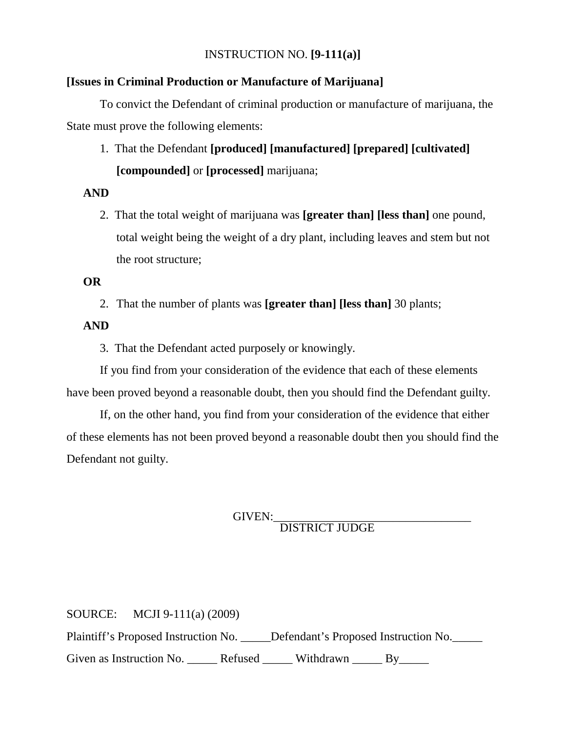INSTRUCTION NO. **[9-111(a)]**

**[Issues in Criminal Production or Manufacture of Marijuana]**

To convict the Defendant of criminal production or manufacture of marijuana, the State must prove the following elements:

1. That the Defendant **[produced] [manufactured] [prepared] [cultivated] [compounded]** or **[processed]** marijuana;

**AND**

2. That the total weight of marijuana was **[greater than] [less than]** one pound, total weight being the weight of a dry plant, including leaves and stem but not the root structure;

**OR**

2. That the number of plants was **[greater than] [less than]** 30 plants;

**AND**

3. That the Defendant acted purposely or knowingly.

If you find from your consideration of the evidence that each of these elements have been proved beyond a reasonable doubt, then you should find the Defendant guilty.

If, on the other hand, you find from your consideration of the evidence that either of these elements has not been proved beyond a reasonable doubt then you should find the Defendant not guilty.

GIVEN:_________________________________
DISTRICT JUDGE

SOURCE: MCJI 9-111(a) (2009)

Plaintiff's Proposed Instruction No. _____Defendant's Proposed Instruction No._____

Given as Instruction No. _____ Refused _____ Withdrawn _____ By_____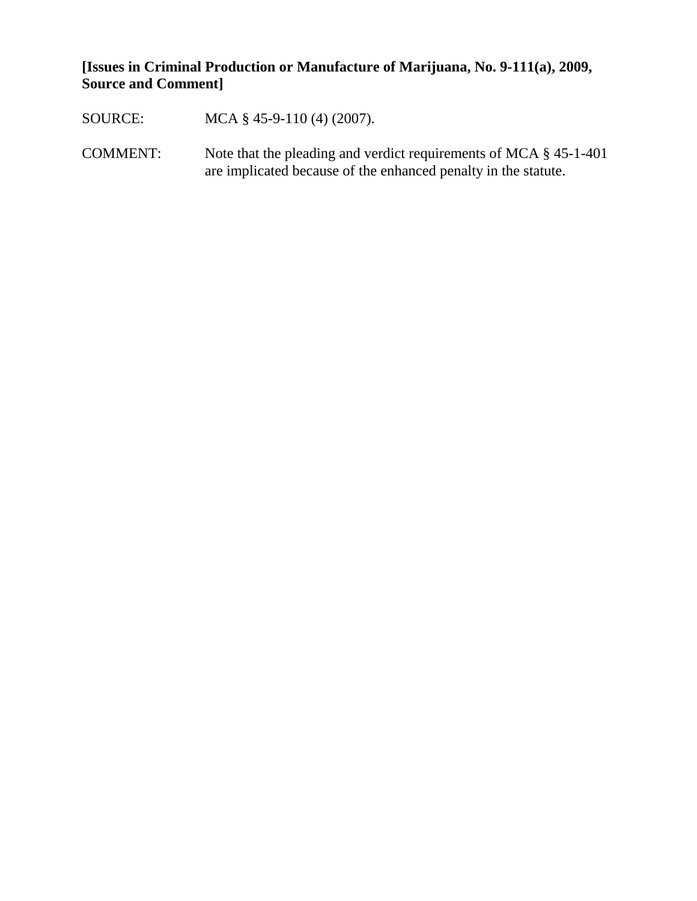**[Issues in Criminal Production or Manufacture of Marijuana, No. 9-111(a), 2009, Source and Comment]**

SOURCE: MCA § 45-9-110 (4) (2007).

COMMENT: Note that the pleading and verdict requirements of MCA § 45-1-401 are implicated because of the enhanced penalty in the statute.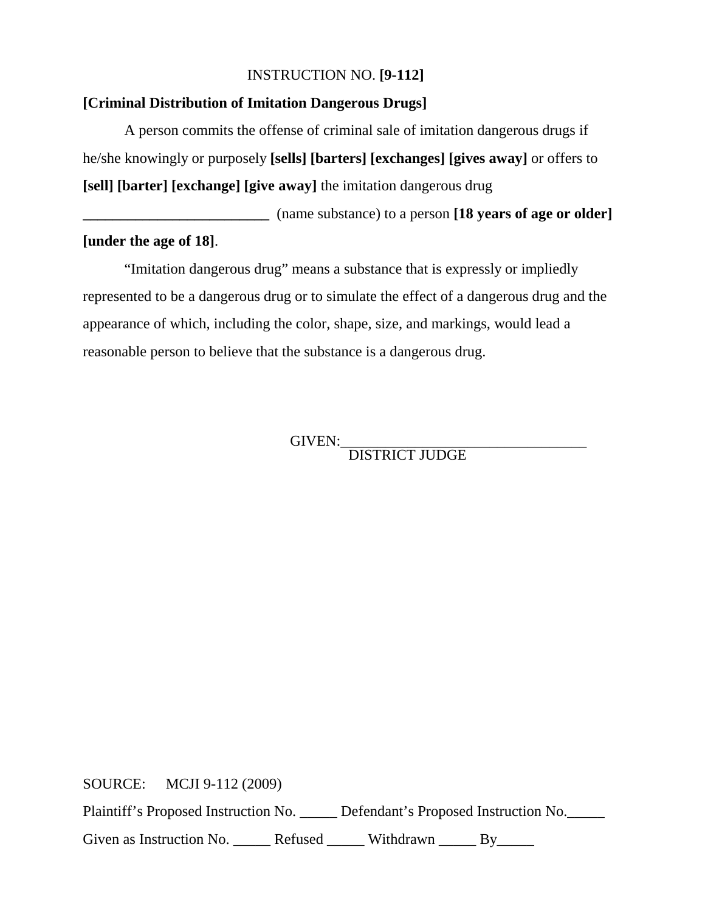INSTRUCTION NO. **[9-112]**

**[Criminal Distribution of Imitation Dangerous Drugs]**

A person commits the offense of criminal sale of imitation dangerous drugs if he/she knowingly or purposely **[sells] [barters] [exchanges] [gives away]** or offers to **[sell] [barter] [exchange] [give away]** the imitation dangerous drug **_________________________** (name substance) to a person **[18 years of age or older] [under the age of 18]**.

"Imitation dangerous drug" means a substance that is expressly or impliedly represented to be a dangerous drug or to simulate the effect of a dangerous drug and the appearance of which, including the color, shape, size, and markings, would lead a reasonable person to believe that the substance is a dangerous drug.

GIVEN:_________________________________
DISTRICT JUDGE

SOURCE: MCJI 9-112 (2009)

Plaintiff's Proposed Instruction No. _____ Defendant's Proposed Instruction No._____

Given as Instruction No. _____ Refused _____ Withdrawn _____ By_____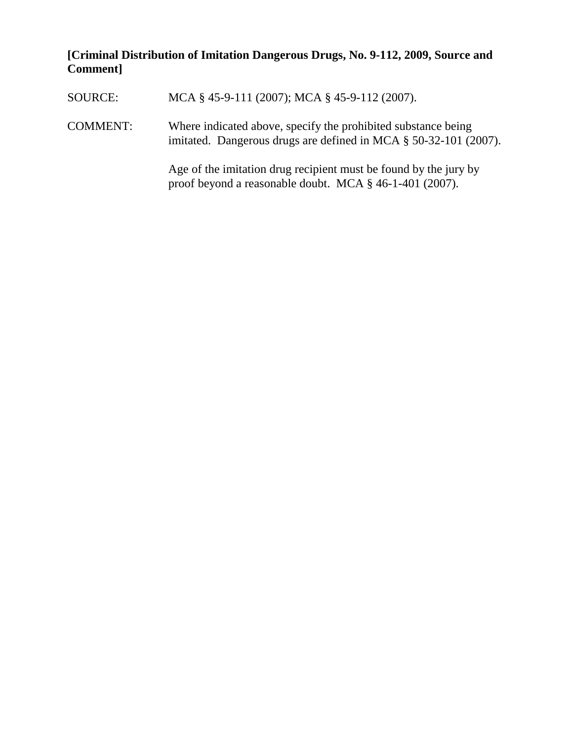**[Criminal Distribution of Imitation Dangerous Drugs, No. 9-112, 2009, Source and Comment]**

SOURCE: MCA § 45-9-111 (2007); MCA § 45-9-112 (2007).

COMMENT: Where indicated above, specify the prohibited substance being imitated. Dangerous drugs are defined in MCA § 50-32-101 (2007).

Age of the imitation drug recipient must be found by the jury by proof beyond a reasonable doubt. MCA § 46-1-401 (2007).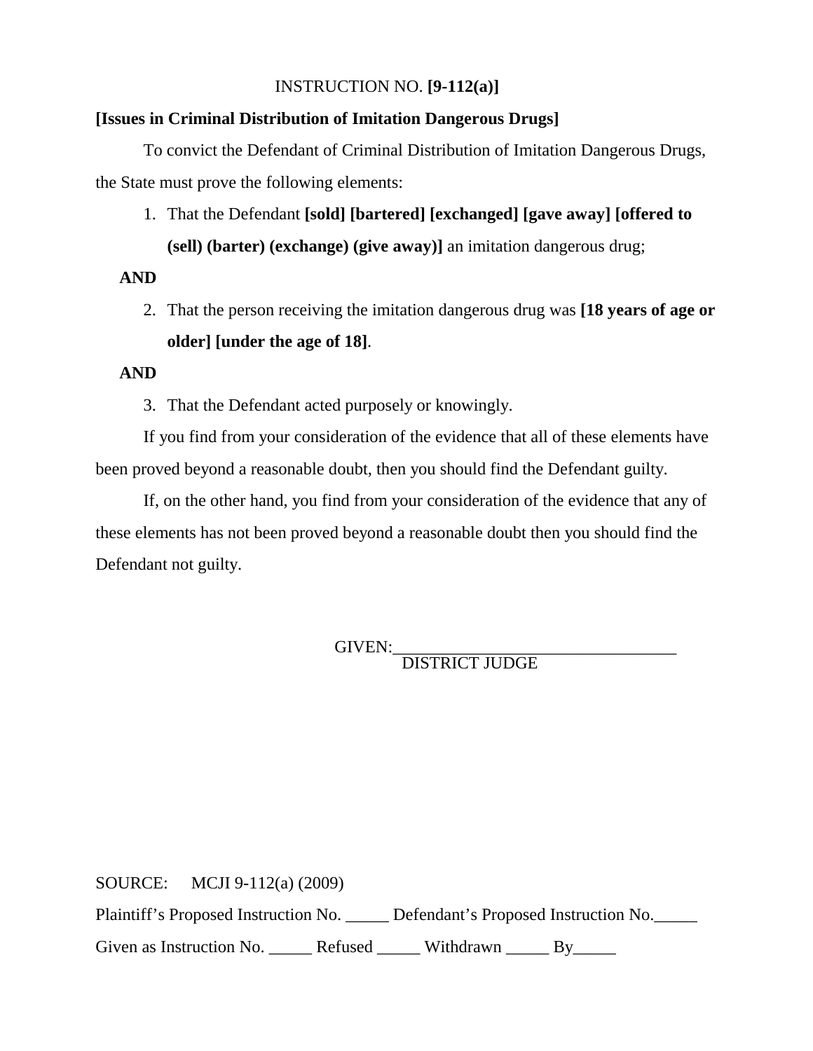INSTRUCTION NO. **[9-112(a)]**

**[Issues in Criminal Distribution of Imitation Dangerous Drugs]**

To convict the Defendant of Criminal Distribution of Imitation Dangerous Drugs, the State must prove the following elements:

1. That the Defendant **[sold] [bartered] [exchanged] [gave away] [offered to (sell) (barter) (exchange) (give away)]** an imitation dangerous drug;

**AND**

2. That the person receiving the imitation dangerous drug was **[18 years of age or older] [under the age of 18]**.

**AND**

3. That the Defendant acted purposely or knowingly.

If you find from your consideration of the evidence that all of these elements have been proved beyond a reasonable doubt, then you should find the Defendant guilty.

If, on the other hand, you find from your consideration of the evidence that any of these elements has not been proved beyond a reasonable doubt then you should find the Defendant not guilty.

GIVEN:_________________________________
DISTRICT JUDGE

SOURCE: MCJI 9-112(a) (2009)

Plaintiff's Proposed Instruction No. _____ Defendant's Proposed Instruction No._____

Given as Instruction No. _____ Refused _____ Withdrawn _____ By_____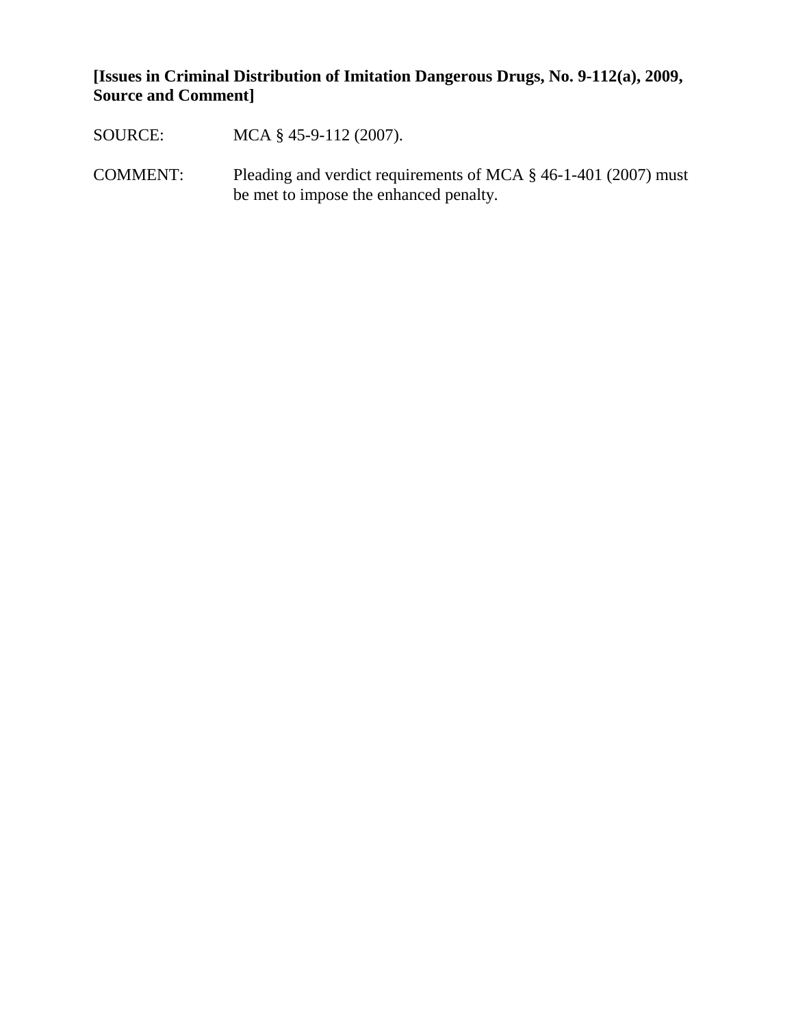**[Issues in Criminal Distribution of Imitation Dangerous Drugs, No. 9-112(a), 2009, Source and Comment]**

SOURCE: MCA § 45-9-112 (2007).

COMMENT: Pleading and verdict requirements of MCA § 46-1-401 (2007) must be met to impose the enhanced penalty.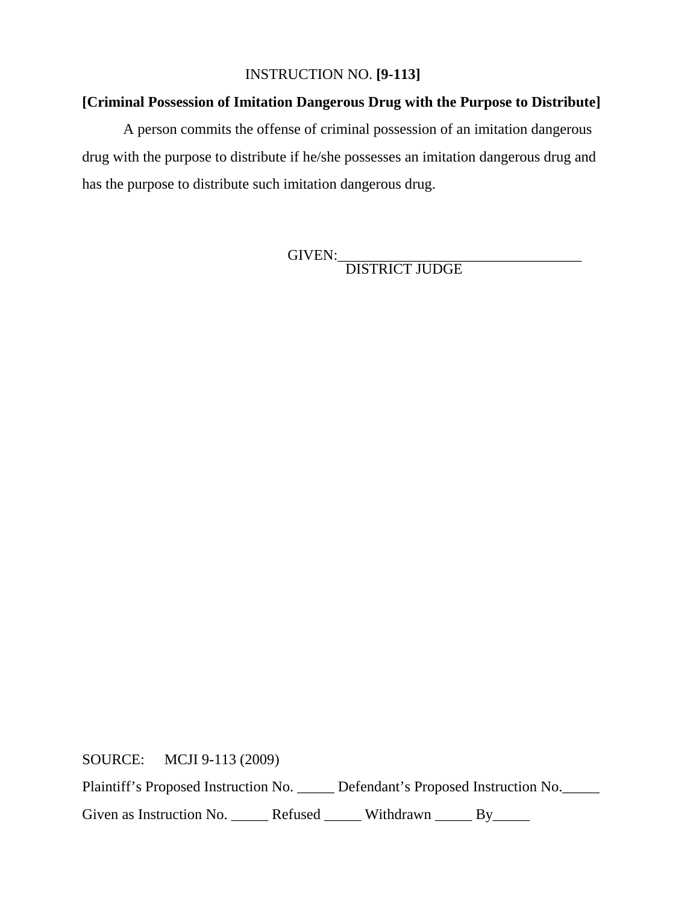INSTRUCTION NO. **[9-113]**

**[Criminal Possession of Imitation Dangerous Drug with the Purpose to Distribute]**

A person commits the offense of criminal possession of an imitation dangerous drug with the purpose to distribute if he/she possesses an imitation dangerous drug and has the purpose to distribute such imitation dangerous drug.

GIVEN:_________________________________
DISTRICT JUDGE

SOURCE: MCJI 9-113 (2009)

Plaintiff's Proposed Instruction No. _____ Defendant's Proposed Instruction No._____

Given as Instruction No. _____ Refused _____ Withdrawn _____ By_____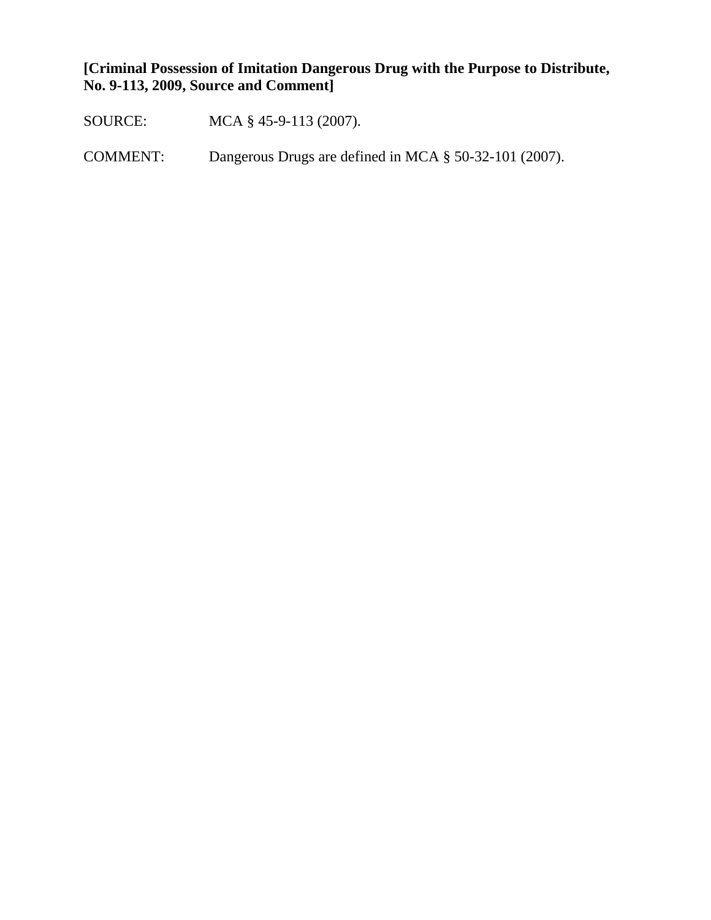**[Criminal Possession of Imitation Dangerous Drug with the Purpose to Distribute, No. 9-113, 2009, Source and Comment]**

SOURCE: MCA § 45-9-113 (2007).

COMMENT: Dangerous Drugs are defined in MCA § 50-32-101 (2007).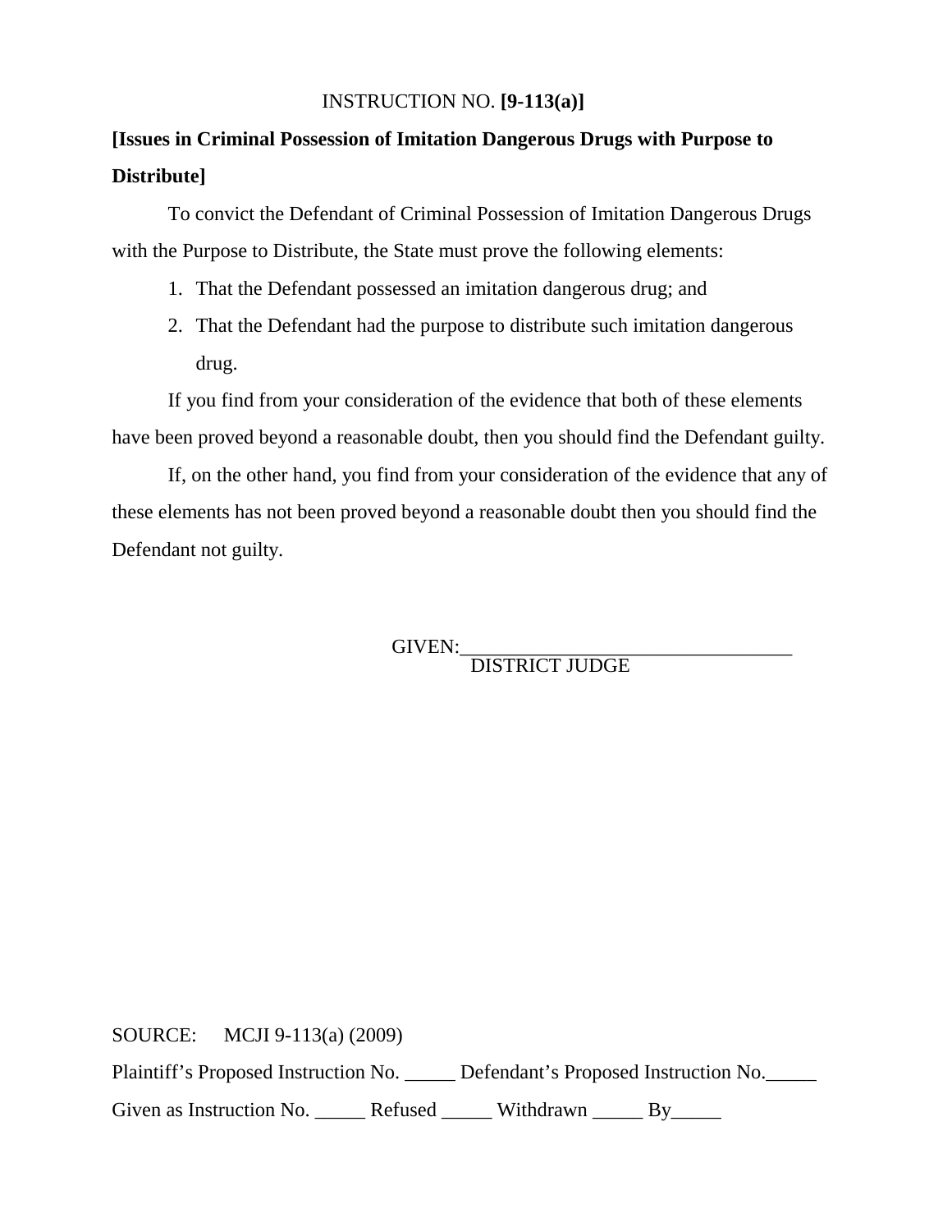INSTRUCTION NO. **[9-113(a)]**

**[Issues in Criminal Possession of Imitation Dangerous Drugs with Purpose to Distribute]**

To convict the Defendant of Criminal Possession of Imitation Dangerous Drugs with the Purpose to Distribute, the State must prove the following elements:

1. That the Defendant possessed an imitation dangerous drug; and
2. That the Defendant had the purpose to distribute such imitation dangerous drug.

If you find from your consideration of the evidence that both of these elements have been proved beyond a reasonable doubt, then you should find the Defendant guilty.

If, on the other hand, you find from your consideration of the evidence that any of these elements has not been proved beyond a reasonable doubt then you should find the Defendant not guilty.

GIVEN:\_\_\_\_\_\_\_\_\_\_\_\_\_\_\_\_\_\_\_\_\_\_\_\_\_\_\_\_\_\_\_\_\_\_
DISTRICT JUDGE

SOURCE: MCJI 9-113(a) (2009)

Plaintiff's Proposed Instruction No. \_\_\_\_\_ Defendant's Proposed Instruction No.\_\_\_\_\_

Given as Instruction No. \_\_\_\_\_ Refused \_\_\_\_\_ Withdrawn \_\_\_\_\_ By\_\_\_\_\_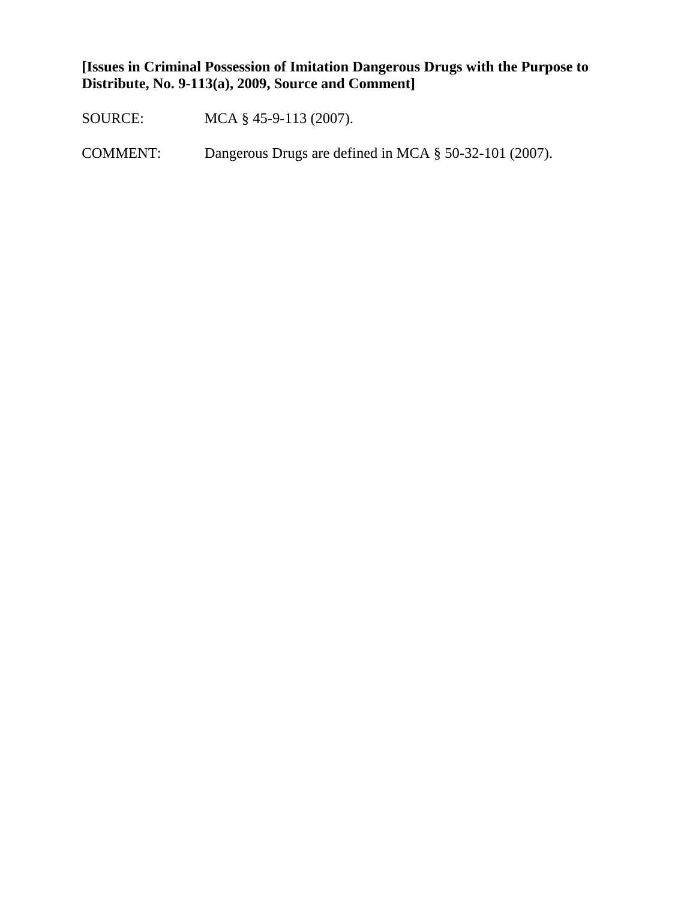**[Issues in Criminal Possession of Imitation Dangerous Drugs with the Purpose to Distribute, No. 9-113(a), 2009, Source and Comment]**

SOURCE: MCA § 45-9-113 (2007).

COMMENT: Dangerous Drugs are defined in MCA § 50-32-101 (2007).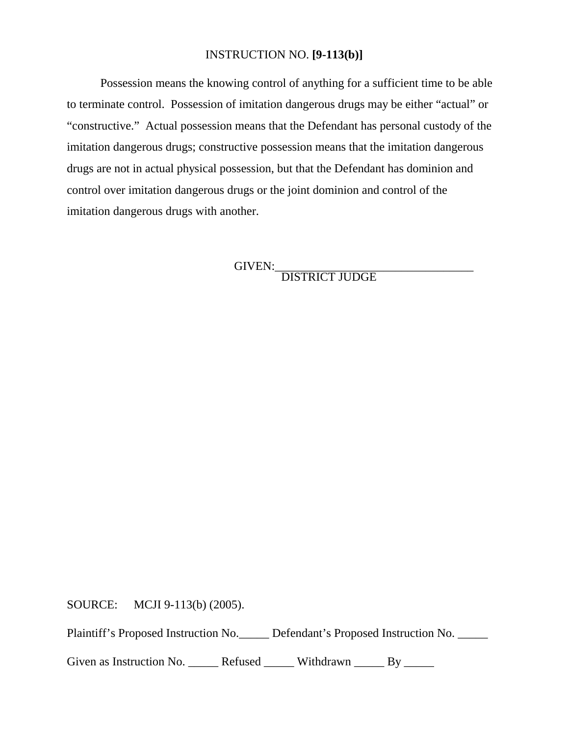INSTRUCTION NO. **[9-113(b)]**

Possession means the knowing control of anything for a sufficient time to be able to terminate control. Possession of imitation dangerous drugs may be either "actual" or "constructive." Actual possession means that the Defendant has personal custody of the imitation dangerous drugs; constructive possession means that the imitation dangerous drugs are not in actual physical possession, but that the Defendant has dominion and control over imitation dangerous drugs or the joint dominion and control of the imitation dangerous drugs with another.

GIVEN:________________________________
DISTRICT JUDGE

SOURCE: MCJI 9-113(b) (2005).

Plaintiff's Proposed Instruction No._____ Defendant's Proposed Instruction No. _____

Given as Instruction No. _____ Refused _____ Withdrawn _____ By _____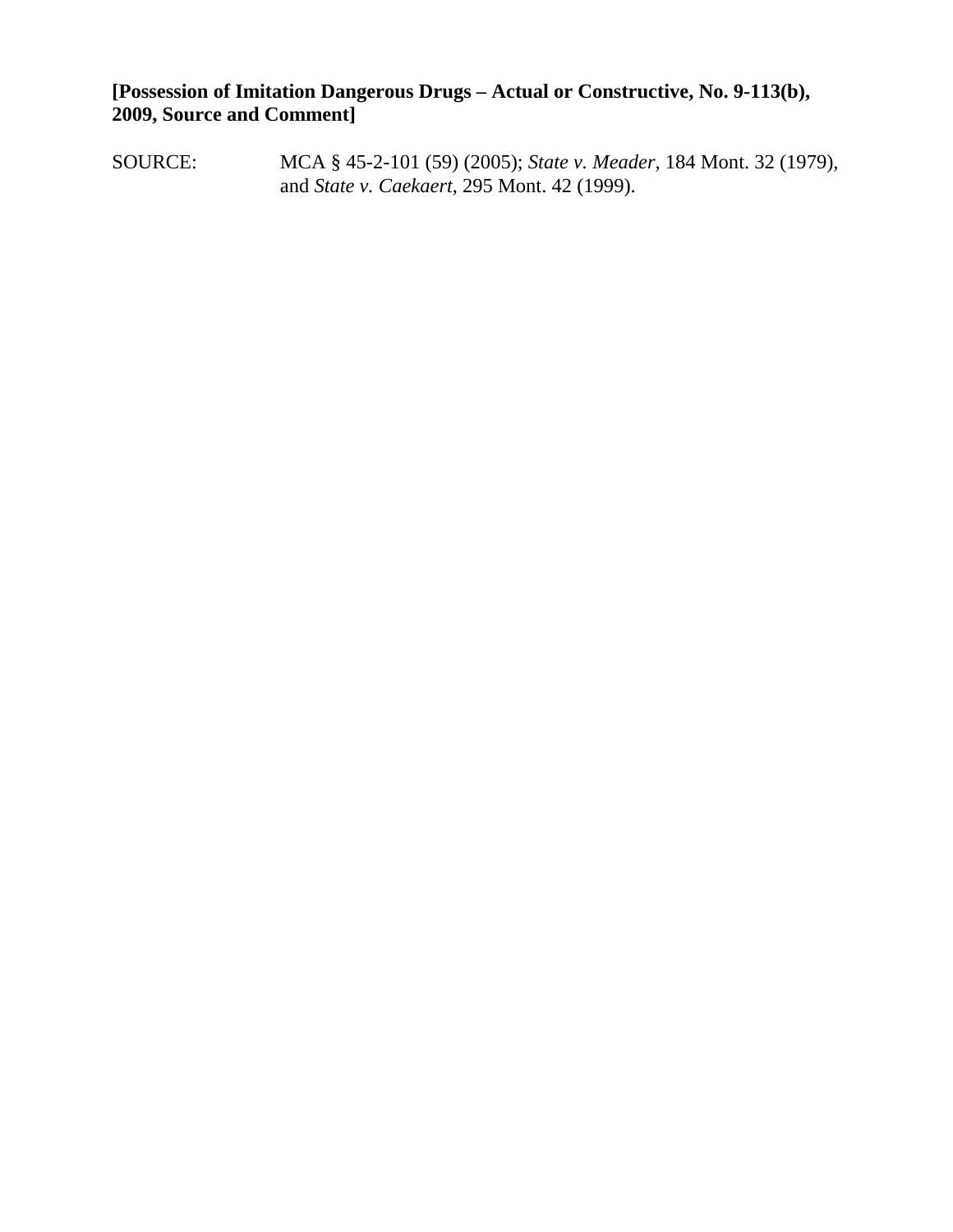**[Possession of Imitation Dangerous Drugs – Actual or Constructive, No. 9-113(b), 2009, Source and Comment]**

SOURCE: MCA § 45-2-101 (59) (2005); *State v. Meader*, 184 Mont. 32 (1979), and *State v. Caekaert*, 295 Mont. 42 (1999).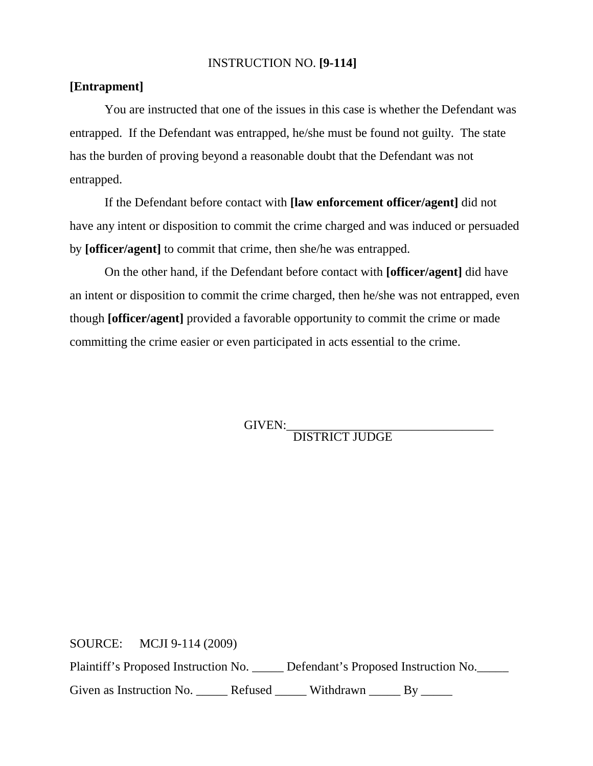INSTRUCTION NO. **[9-114]**

**[Entrapment]**

You are instructed that one of the issues in this case is whether the Defendant was entrapped. If the Defendant was entrapped, he/she must be found not guilty. The state has the burden of proving beyond a reasonable doubt that the Defendant was not entrapped.

If the Defendant before contact with **[law enforcement officer/agent]** did not have any intent or disposition to commit the crime charged and was induced or persuaded by **[officer/agent]** to commit that crime, then she/he was entrapped.

On the other hand, if the Defendant before contact with **[officer/agent]** did have an intent or disposition to commit the crime charged, then he/she was not entrapped, even though **[officer/agent]** provided a favorable opportunity to commit the crime or made committing the crime easier or even participated in acts essential to the crime.

GIVEN:_________________________________
DISTRICT JUDGE

SOURCE: MCJI 9-114 (2009)

Plaintiff's Proposed Instruction No. _____ Defendant's Proposed Instruction No._____

Given as Instruction No. _____ Refused _____ Withdrawn _____ By _____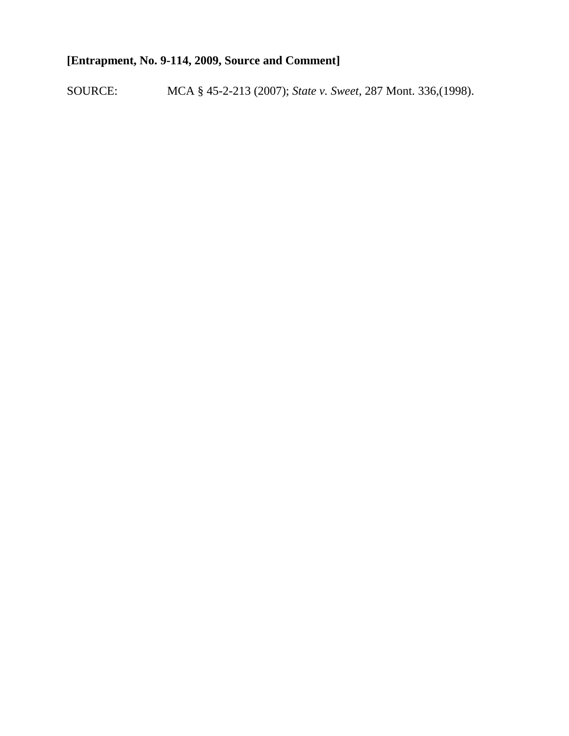**[Entrapment, No. 9-114, 2009, Source and Comment]**

SOURCE: MCA § 45-2-213 (2007); *State v. Sweet*, 287 Mont. 336,(1998).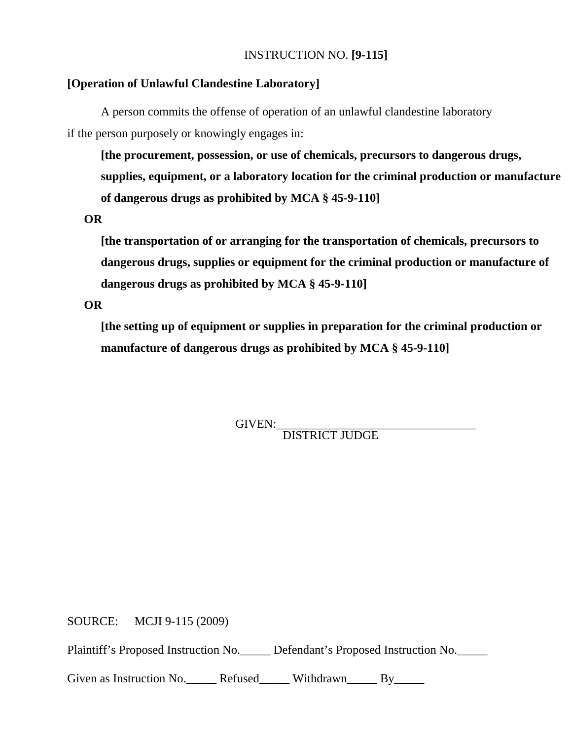INSTRUCTION NO. **[9-115]**

**[Operation of Unlawful Clandestine Laboratory]**

A person commits the offense of operation of an unlawful clandestine laboratory if the person purposely or knowingly engages in:

**[the procurement, possession, or use of chemicals, precursors to dangerous drugs, supplies, equipment, or a laboratory location for the criminal production or manufacture of dangerous drugs as prohibited by MCA § 45-9-110]**

**OR**

**[the transportation of or arranging for the transportation of chemicals, precursors to dangerous drugs, supplies or equipment for the criminal production or manufacture of dangerous drugs as prohibited by MCA § 45-9-110]**

**OR**

**[the setting up of equipment or supplies in preparation for the criminal production or manufacture of dangerous drugs as prohibited by MCA § 45-9-110]**

GIVEN:_________________________________
DISTRICT JUDGE

SOURCE: MCJI 9-115 (2009)

Plaintiff's Proposed Instruction No._____ Defendant's Proposed Instruction No._____

Given as Instruction No._____ Refused_____ Withdrawn_____ By_____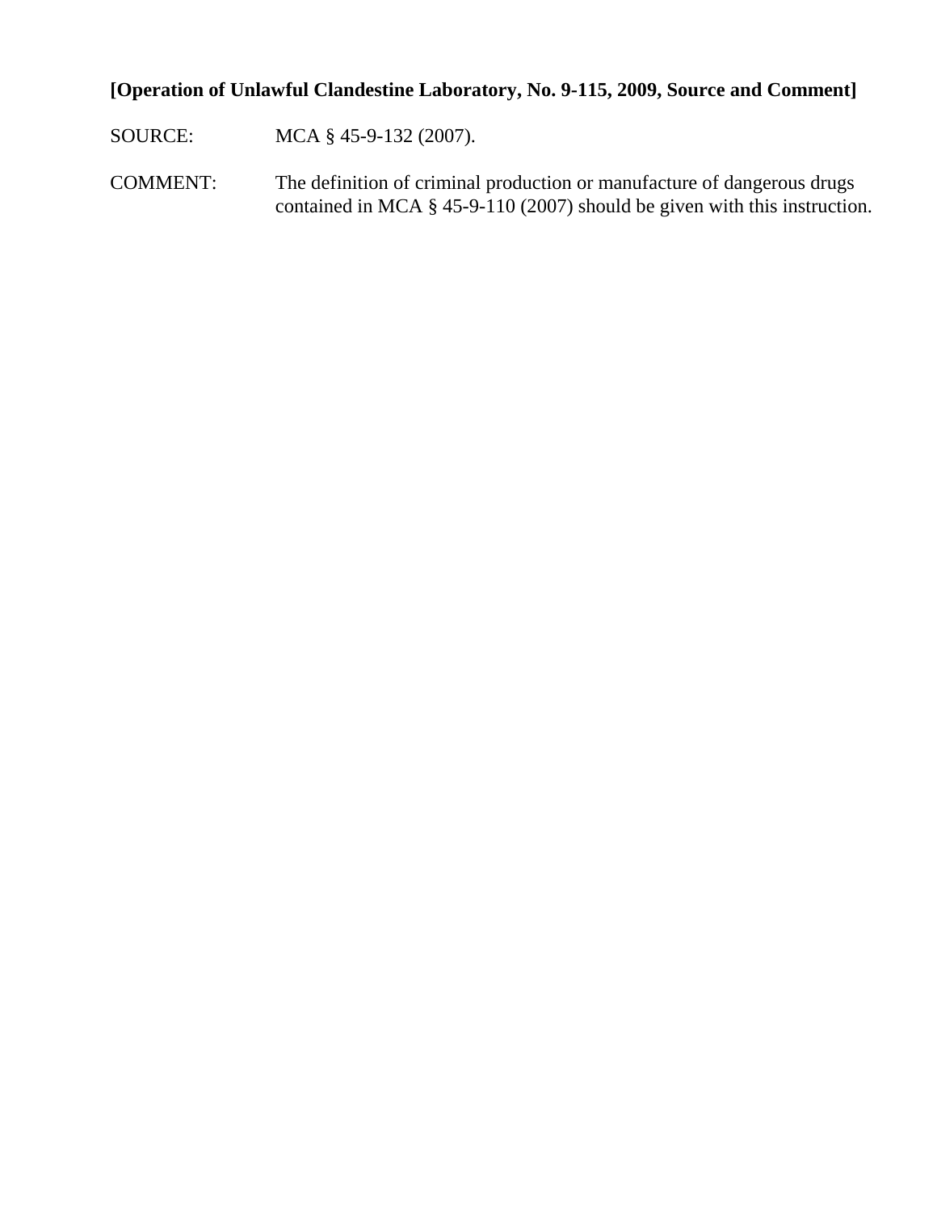**[Operation of Unlawful Clandestine Laboratory, No. 9-115, 2009, Source and Comment]**

SOURCE: MCA § 45-9-132 (2007).

COMMENT: The definition of criminal production or manufacture of dangerous drugs contained in MCA § 45-9-110 (2007) should be given with this instruction.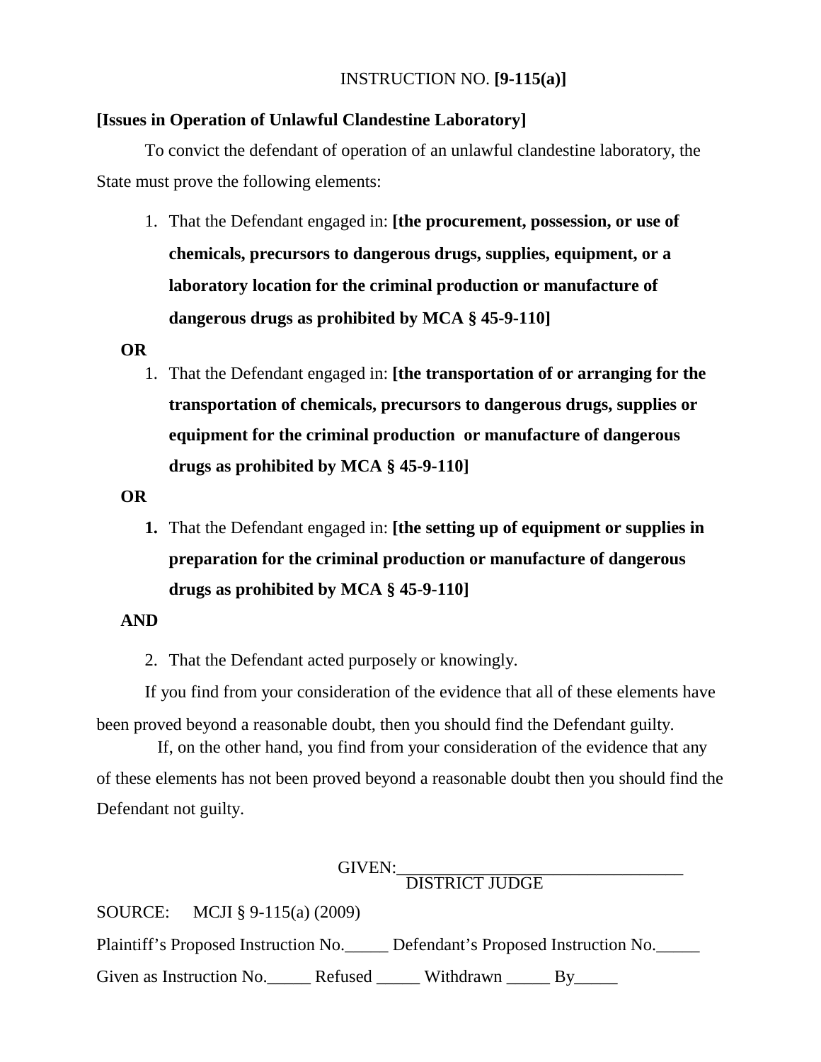INSTRUCTION NO. **[9-115(a)]**

**[Issues in Operation of Unlawful Clandestine Laboratory]**

To convict the defendant of operation of an unlawful clandestine laboratory, the State must prove the following elements:

1. That the Defendant engaged in: **[the procurement, possession, or use of chemicals, precursors to dangerous drugs, supplies, equipment, or a laboratory location for the criminal production or manufacture of dangerous drugs as prohibited by MCA § 45-9-110]**

**OR**

1. That the Defendant engaged in: **[the transportation of or arranging for the transportation of chemicals, precursors to dangerous drugs, supplies or equipment for the criminal production or manufacture of dangerous drugs as prohibited by MCA § 45-9-110]**

**OR**

1. That the Defendant engaged in: **[the setting up of equipment or supplies in preparation for the criminal production or manufacture of dangerous drugs as prohibited by MCA § 45-9-110]**

**AND**

2. That the Defendant acted purposely or knowingly.

If you find from your consideration of the evidence that all of these elements have been proved beyond a reasonable doubt, then you should find the Defendant guilty.

If, on the other hand, you find from your consideration of the evidence that any of these elements has not been proved beyond a reasonable doubt then you should find the Defendant not guilty.

GIVEN:_________________________________
DISTRICT JUDGE

SOURCE: MCJI § 9-115(a) (2009)

Plaintiff's Proposed Instruction No._____ Defendant's Proposed Instruction No._____

Given as Instruction No._____ Refused _____ Withdrawn _____ By_____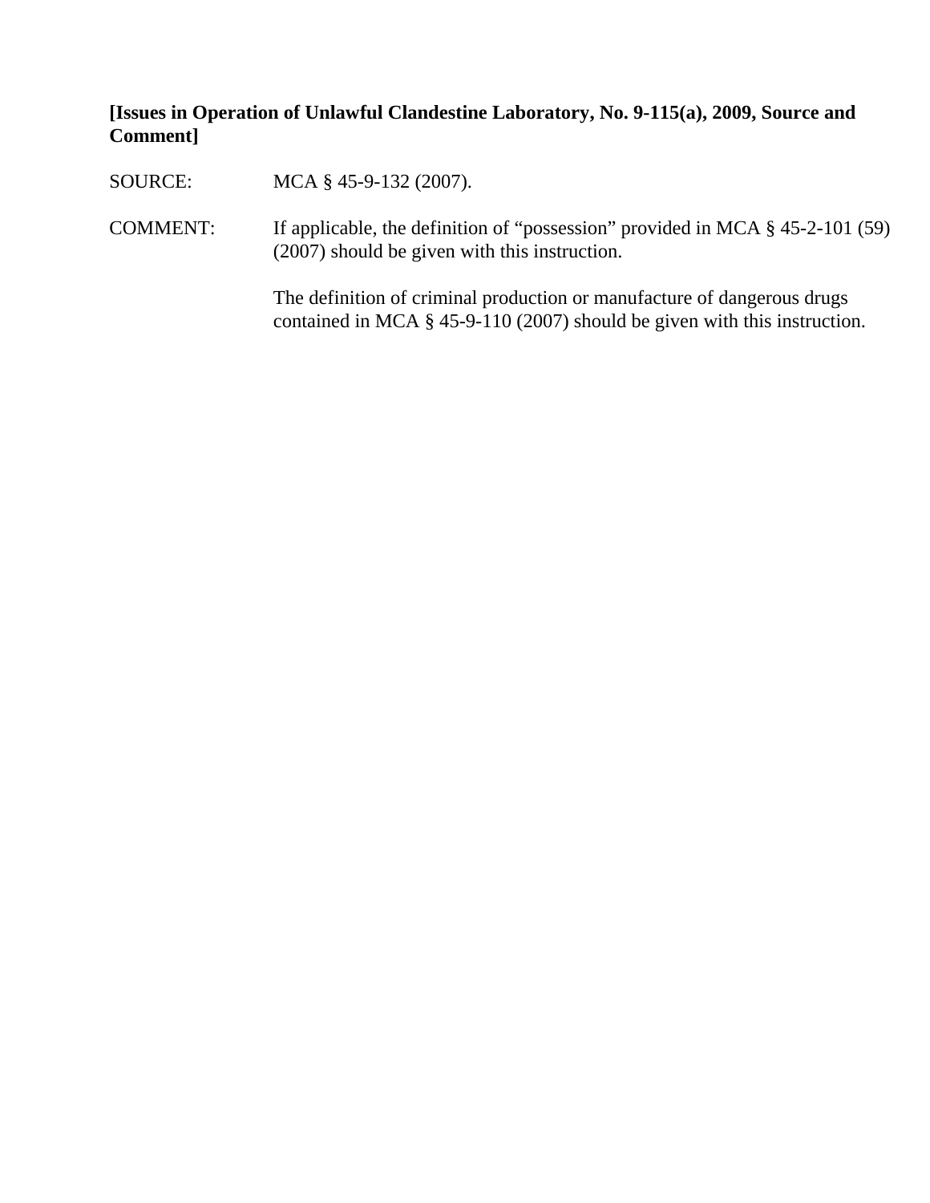**[Issues in Operation of Unlawful Clandestine Laboratory, No. 9-115(a), 2009, Source and Comment]**

SOURCE: MCA § 45-9-132 (2007).

COMMENT: If applicable, the definition of "possession" provided in MCA § 45-2-101 (59) (2007) should be given with this instruction.

The definition of criminal production or manufacture of dangerous drugs contained in MCA § 45-9-110 (2007) should be given with this instruction.